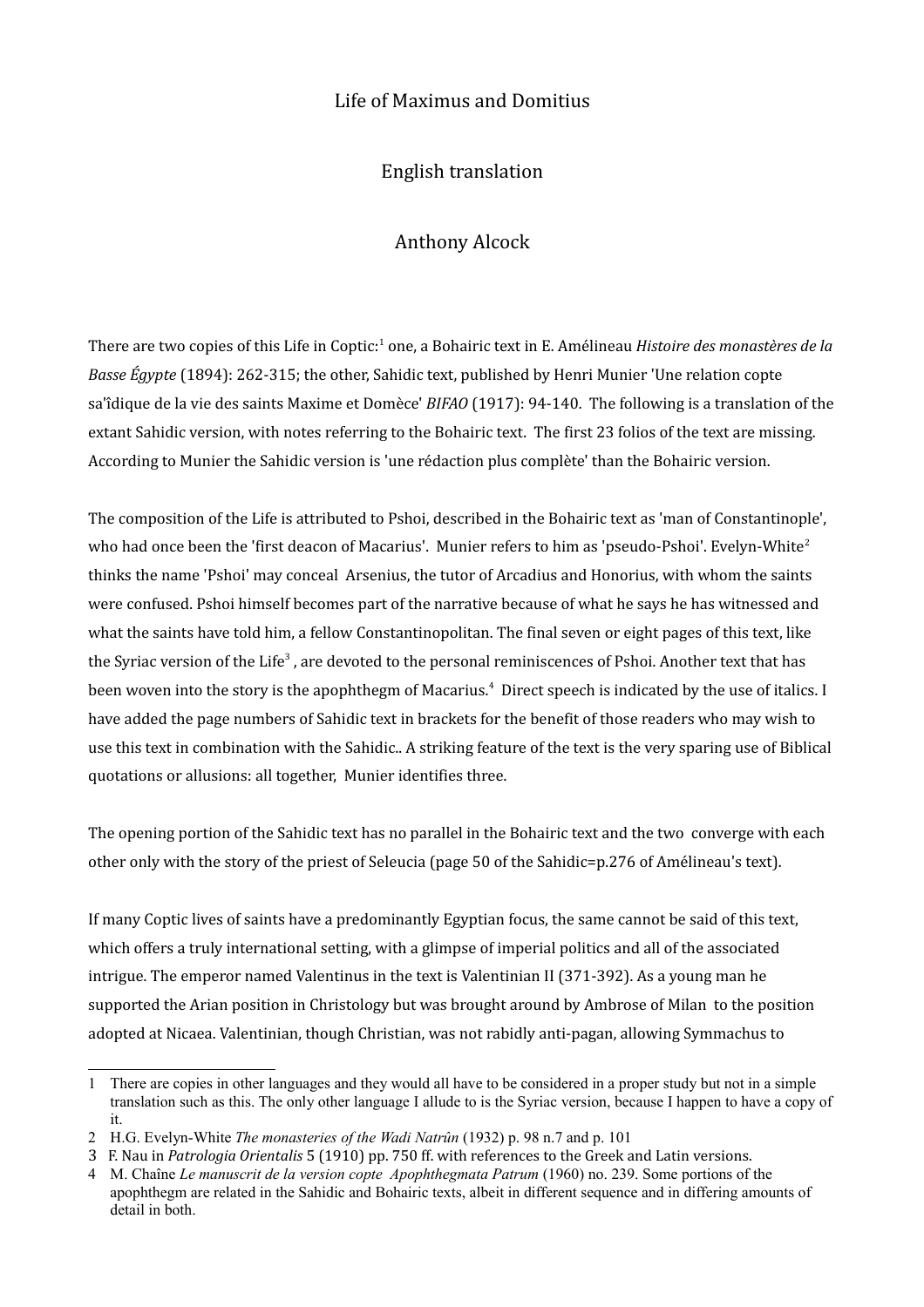# Life of Maximus and Domitius

## English translation

### Anthony Alcock

There are two copies of this Life in Coptic:[1] one, a Bohairic text in E. Amélineau *Histoire des monastères de la Basse Égypte* (1894): 262-315; the other, Sahidic text, published by Henri Munier 'Une relation copte sa'îdique de la vie des saints Maxime et Domèce' *BIFAO* (1917): 94-140. The following is a translation of the extant Sahidic version, with notes referring to the Bohairic text. The first 23 folios of the text are missing. According to Munier the Sahidic version is 'une rédaction plus complète' than the Bohairic version.

The composition of the Life is attributed to Pshoi, described in the Bohairic text as 'man of Constantinople', who had once been the 'first deacon of Macarius'. Munier refers to him as 'pseudo-Pshoi'. Evelyn-White[2] thinks the name 'Pshoi' may conceal Arsenius, the tutor of Arcadius and Honorius, with whom the saints were confused. Pshoi himself becomes part of the narrative because of what he says he has witnessed and what the saints have told him, a fellow Constantinopolitan. The final seven or eight pages of this text, like the Syriac version of the Life[3] , are devoted to the personal reminiscences of Pshoi. Another text that has been woven into the story is the apophthegm of Macarius.[4] Direct speech is indicated by the use of italics. I have added the page numbers of Sahidic text in brackets for the benefit of those readers who may wish to use this text in combination with the Sahidic.. A striking feature of the text is the very sparing use of Biblical quotations or allusions: all together, Munier identifies three.

The opening portion of the Sahidic text has no parallel in the Bohairic text and the two converge with each other only with the story of the priest of Seleucia (page 50 of the Sahidic=p.276 of Amélineau's text).

If many Coptic lives of saints have a predominantly Egyptian focus, the same cannot be said of this text, which offers a truly international setting, with a glimpse of imperial politics and all of the associated intrigue. The emperor named Valentinus in the text is Valentinian II (371-392). As a young man he supported the Arian position in Christology but was brought around by Ambrose of Milan to the position adopted at Nicaea. Valentinian, though Christian, was not rabidly anti-pagan, allowing Symmachus to

---

1 There are copies in other languages and they would all have to be considered in a proper study but not in a simple translation such as this. The only other language I allude to is the Syriac version, because I happen to have a copy of it.

2 H.G. Evelyn-White *The monasteries of the Wadi Natrûn* (1932) p. 98 n.7 and p. 101

3 F. Nau in *Patrologia Orientalis* 5 (1910) pp. 750 ff. with references to the Greek and Latin versions.

4 M. Chaîne *Le manuscrit de la version copte Apophthegmata Patrum* (1960) no. 239. Some portions of the apophthegm are related in the Sahidic and Bohairic texts, albeit in different sequence and in differing amounts of detail in both.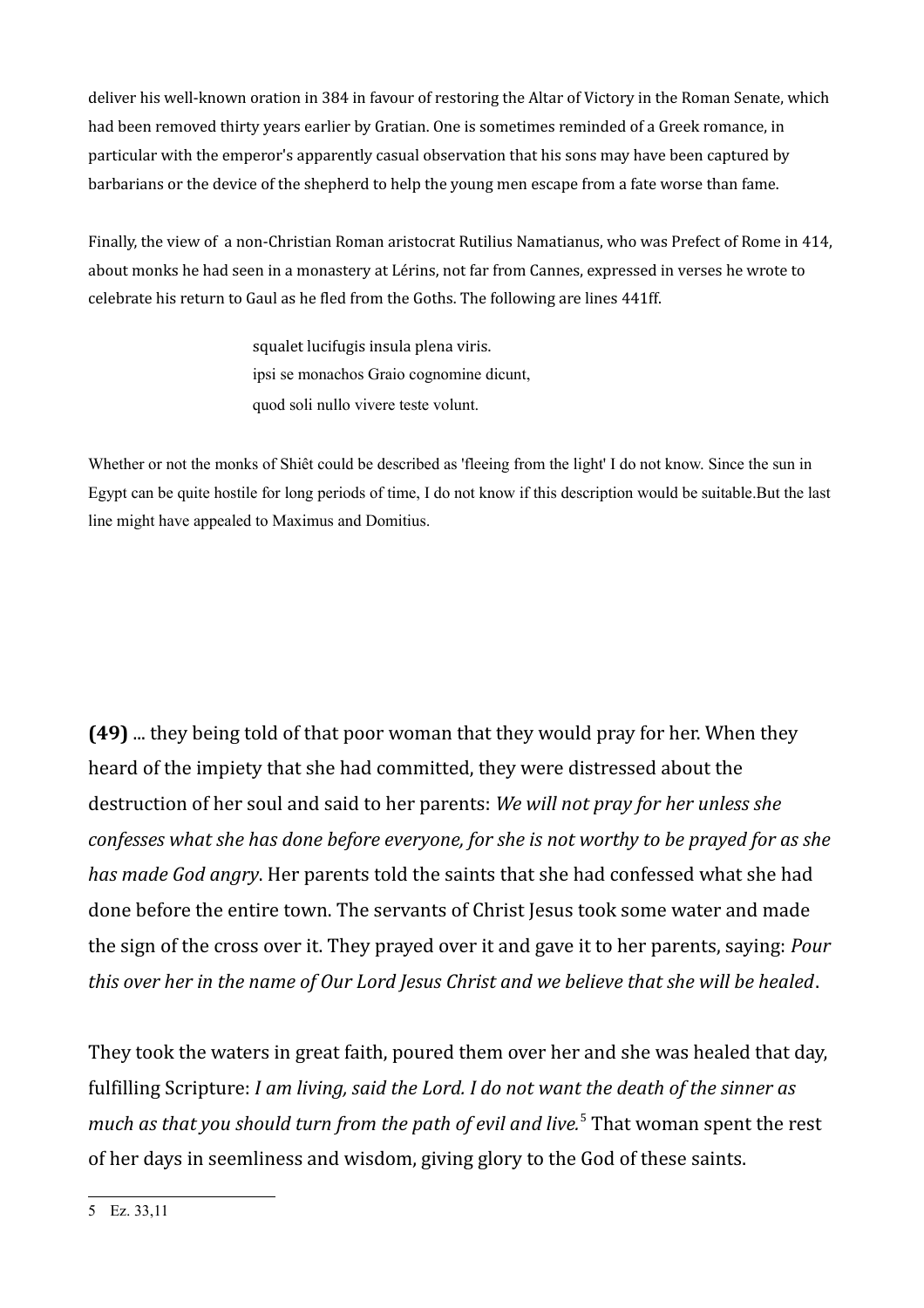deliver his well-known oration in 384 in favour of restoring the Altar of Victory in the Roman Senate, which had been removed thirty years earlier by Gratian. One is sometimes reminded of a Greek romance, in particular with the emperor's apparently casual observation that his sons may have been captured by barbarians or the device of the shepherd to help the young men escape from a fate worse than fame.

Finally, the view of a non-Christian Roman aristocrat Rutilius Namatianus, who was Prefect of Rome in 414, about monks he had seen in a monastery at Lérins, not far from Cannes, expressed in verses he wrote to celebrate his return to Gaul as he fled from the Goths. The following are lines 441ff.

> squalet lucifugis insula plena viris.
> ipsi se monachos Graio cognomine dicunt,
> quod soli nullo vivere teste volunt.

Whether or not the monks of Shiêt could be described as 'fleeing from the light' I do not know. Since the sun in Egypt can be quite hostile for long periods of time, I do not know if this description would be suitable.But the last line might have appealed to Maximus and Domitius.

**(49)** ... they being told of that poor woman that they would pray for her. When they heard of the impiety that she had committed, they were distressed about the destruction of her soul and said to her parents: *We will not pray for her unless she confesses what she has done before everyone, for she is not worthy to be prayed for as she has made God angry*. Her parents told the saints that she had confessed what she had done before the entire town. The servants of Christ Jesus took some water and made the sign of the cross over it. They prayed over it and gave it to her parents, saying: *Pour this over her in the name of Our Lord Jesus Christ and we believe that she will be healed*.

They took the waters in great faith, poured them over her and she was healed that day, fulfilling Scripture: *I am living, said the Lord. I do not want the death of the sinner as much as that you should turn from the path of evil and live.*[5] That woman spent the rest of her days in seemliness and wisdom, giving glory to the God of these saints.

5 Ez. 33,11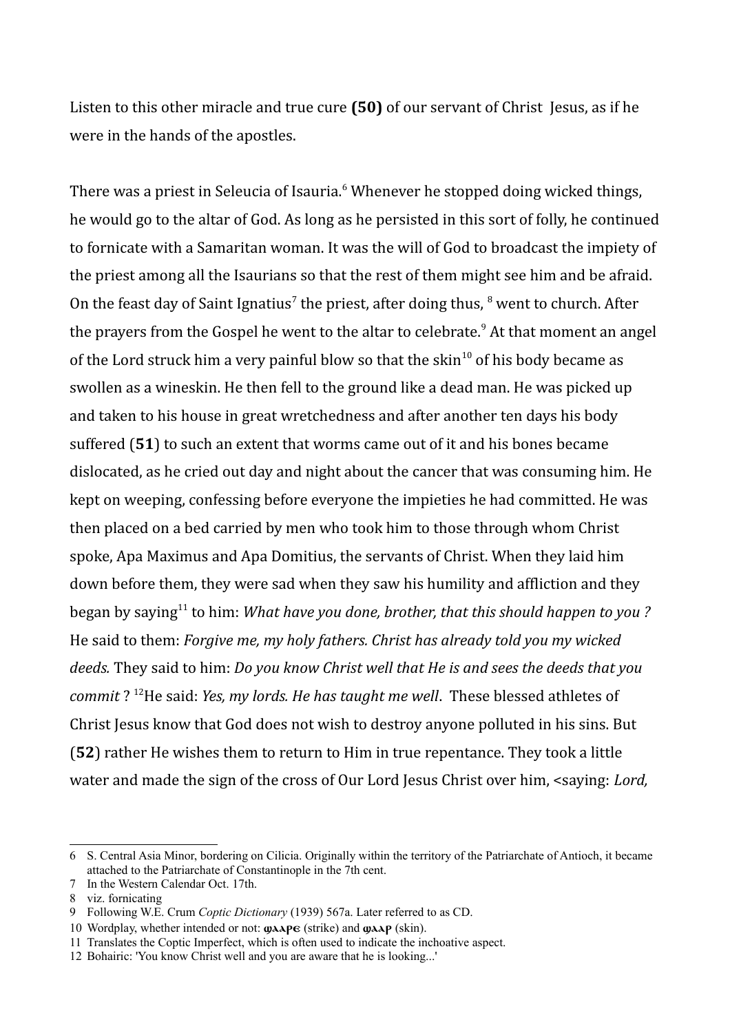Listen to this other miracle and true cure **(50)** of our servant of Christ Jesus, as if he were in the hands of the apostles.

There was a priest in Seleucia of Isauria.[6] Whenever he stopped doing wicked things, he would go to the altar of God. As long as he persisted in this sort of folly, he continued to fornicate with a Samaritan woman. It was the will of God to broadcast the impiety of the priest among all the Isaurians so that the rest of them might see him and be afraid. On the feast day of Saint Ignatius[7] the priest, after doing thus, [8] went to church. After the prayers from the Gospel he went to the altar to celebrate.[9] At that moment an angel of the Lord struck him a very painful blow so that the skin[10] of his body became as swollen as a wineskin. He then fell to the ground like a dead man. He was picked up and taken to his house in great wretchedness and after another ten days his body suffered (**51**) to such an extent that worms came out of it and his bones became dislocated, as he cried out day and night about the cancer that was consuming him. He kept on weeping, confessing before everyone the impieties he had committed. He was then placed on a bed carried by men who took him to those through whom Christ spoke, Apa Maximus and Apa Domitius, the servants of Christ. When they laid him down before them, they were sad when they saw his humility and affliction and they began by saying[11] to him: *What have you done, brother, that this should happen to you ?* He said to them: *Forgive me, my holy fathers. Christ has already told you my wicked deeds.* They said to him: *Do you know Christ well that He is and sees the deeds that you commit* ? [12]He said: *Yes, my lords. He has taught me well*. These blessed athletes of Christ Jesus know that God does not wish to destroy anyone polluted in his sins. But (**52**) rather He wishes them to return to Him in true repentance. They took a little water and made the sign of the cross of Our Lord Jesus Christ over him, <saying: *Lord,*

---

6 S. Central Asia Minor, bordering on Cilicia. Originally within the territory of the Patriarchate of Antioch, it became attached to the Patriarchate of Constantinople in the 7th cent.

7 In the Western Calendar Oct. 17th.

8 viz. fornicating

9 Following W.E. Crum *Coptic Dictionary* (1939) 567a. Later referred to as CD.

10 Wordplay, whether intended or not: **ϣⲁⲁⲣⲉ** (strike) and **ϣⲁⲁⲣ** (skin).

11 Translates the Coptic Imperfect, which is often used to indicate the inchoative aspect.

12 Bohairic: 'You know Christ well and you are aware that he is looking...'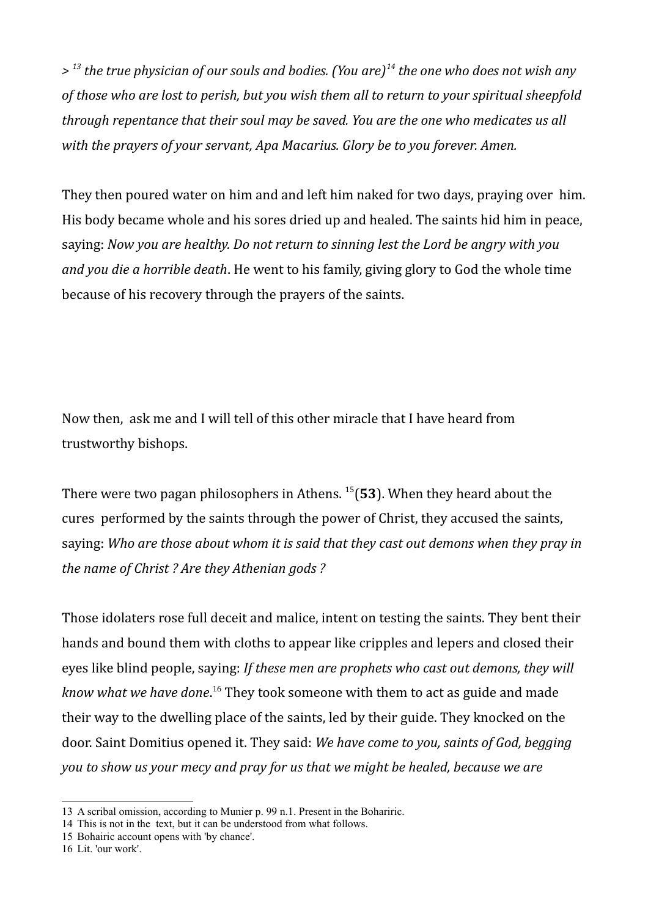*> [13] the true physician of our souls and bodies. (You are)[14] the one who does not wish any of those who are lost to perish, but you wish them all to return to your spiritual sheepfold through repentance that their soul may be saved. You are the one who medicates us all with the prayers of your servant, Apa Macarius. Glory be to you forever. Amen.*

They then poured water on him and and left him naked for two days, praying over him. His body became whole and his sores dried up and healed. The saints hid him in peace, saying: *Now you are healthy. Do not return to sinning lest the Lord be angry with you and you die a horrible death*. He went to his family, giving glory to God the whole time because of his recovery through the prayers of the saints.

Now then, ask me and I will tell of this other miracle that I have heard from trustworthy bishops.

There were two pagan philosophers in Athens. [15](**53**). When they heard about the cures performed by the saints through the power of Christ, they accused the saints, saying: *Who are those about whom it is said that they cast out demons when they pray in the name of Christ ? Are they Athenian gods ?*

Those idolaters rose full deceit and malice, intent on testing the saints. They bent their hands and bound them with cloths to appear like cripples and lepers and closed their eyes like blind people, saying: *If these men are prophets who cast out demons, they will know what we have done*.[16] They took someone with them to act as guide and made their way to the dwelling place of the saints, led by their guide. They knocked on the door. Saint Domitius opened it. They said: *We have come to you, saints of God, begging you to show us your mecy and pray for us that we might be healed, because we are*

13 A scribal omission, according to Munier p. 99 n.1. Present in the Bohariric.

14 This is not in the text, but it can be understood from what follows.

15 Bohairic account opens with 'by chance'.

16 Lit. 'our work'.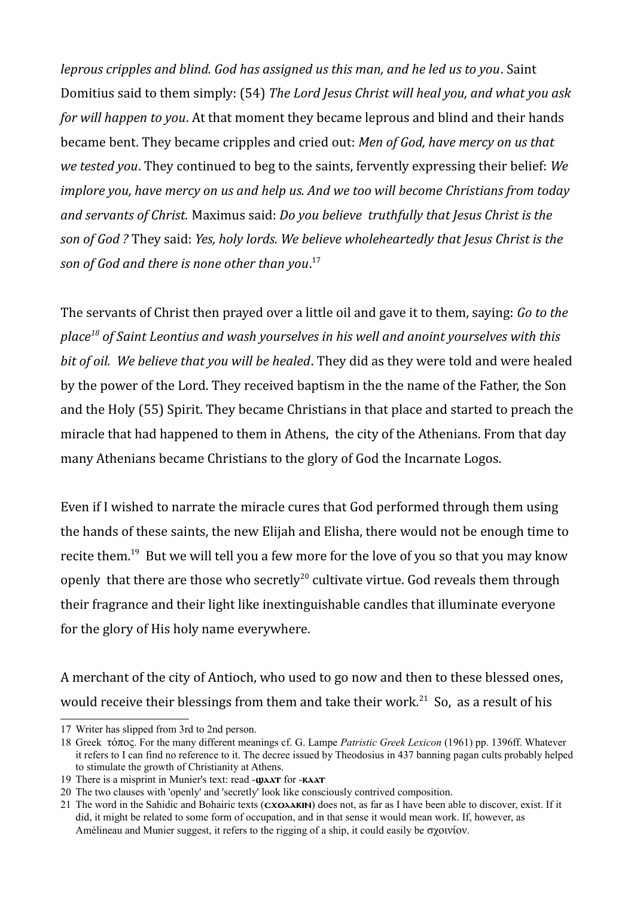*leprous cripples and blind. God has assigned us this man, and he led us to you*. Saint Domitius said to them simply: (54) *The Lord Jesus Christ will heal you, and what you ask for will happen to you*. At that moment they became leprous and blind and their hands became bent. They became cripples and cried out: *Men of God, have mercy on us that we tested you*. They continued to beg to the saints, fervently expressing their belief: *We implore you, have mercy on us and help us. And we too will become Christians from today and servants of Christ.* Maximus said: *Do you believe truthfully that Jesus Christ is the son of God ?* They said: *Yes, holy lords. We believe wholeheartedly that Jesus Christ is the son of God and there is none other than you*.[17]

The servants of Christ then prayed over a little oil and gave it to them, saying: *Go to the place[18] of Saint Leontius and wash yourselves in his well and anoint yourselves with this bit of oil. We believe that you will be healed*. They did as they were told and were healed by the power of the Lord. They received baptism in the the name of the Father, the Son and the Holy (55) Spirit. They became Christians in that place and started to preach the miracle that had happened to them in Athens, the city of the Athenians. From that day many Athenians became Christians to the glory of God the Incarnate Logos.

Even if I wished to narrate the miracle cures that God performed through them using the hands of these saints, the new Elijah and Elisha, there would not be enough time to recite them.[19] But we will tell you a few more for the love of you so that you may know openly that there are those who secretly[20] cultivate virtue. God reveals them through their fragrance and their light like inextinguishable candles that illuminate everyone for the glory of His holy name everywhere.

A merchant of the city of Antioch, who used to go now and then to these blessed ones, would receive their blessings from them and take their work.[21] So, as a result of his

---

17 Writer has slipped from 3rd to 2nd person.

18 Greek τόπος. For the many different meanings cf. G. Lampe *Patristic Greek Lexicon* (1961) pp. 1396ff. Whatever it refers to I can find no reference to it. The decree issued by Theodosius in 437 banning pagan cults probably helped to stimulate the growth of Christianity at Athens.

19 There is a misprint in Munier's text: read -ϣⲁⲁⲧ for -ⲕⲁⲁⲧ

20 The two clauses with 'openly' and 'secretly' look like consciously contrived composition.

21 The word in the Sahidic and Bohairic texts (ⲥⲭⲟⲗⲁⲕⲓⲛ) does not, as far as I have been able to discover, exist. If it did, it might be related to some form of occupation, and in that sense it would mean work. If, however, as Amélineau and Munier suggest, it refers to the rigging of a ship, it could easily be σχοινίον.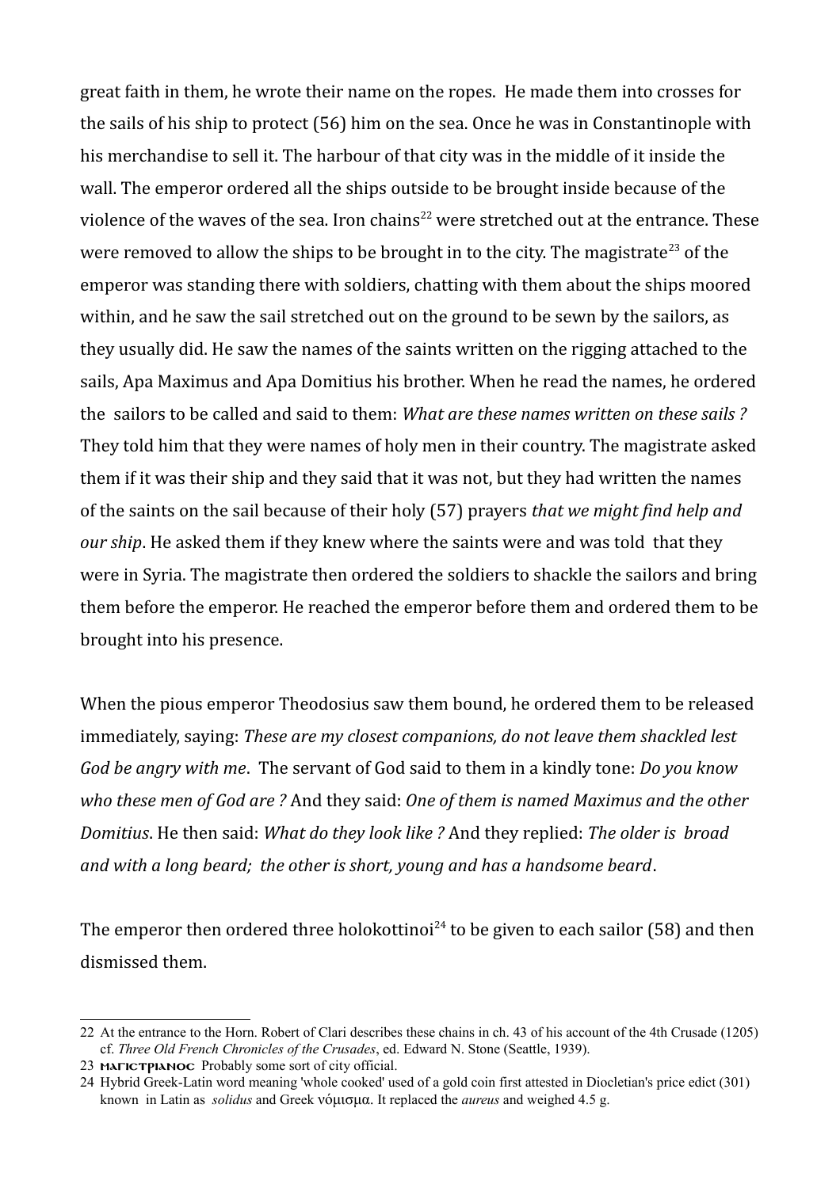great faith in them, he wrote their name on the ropes. He made them into crosses for the sails of his ship to protect (56) him on the sea. Once he was in Constantinople with his merchandise to sell it. The harbour of that city was in the middle of it inside the wall. The emperor ordered all the ships outside to be brought inside because of the violence of the waves of the sea. Iron chains[22] were stretched out at the entrance. These were removed to allow the ships to be brought in to the city. The magistrate[23] of the emperor was standing there with soldiers, chatting with them about the ships moored within, and he saw the sail stretched out on the ground to be sewn by the sailors, as they usually did. He saw the names of the saints written on the rigging attached to the sails, Apa Maximus and Apa Domitius his brother. When he read the names, he ordered the sailors to be called and said to them: *What are these names written on these sails ?* They told him that they were names of holy men in their country. The magistrate asked them if it was their ship and they said that it was not, but they had written the names of the saints on the sail because of their holy (57) prayers *that we might find help and our ship*. He asked them if they knew where the saints were and was told that they were in Syria. The magistrate then ordered the soldiers to shackle the sailors and bring them before the emperor. He reached the emperor before them and ordered them to be brought into his presence.

When the pious emperor Theodosius saw them bound, he ordered them to be released immediately, saying: *These are my closest companions, do not leave them shackled lest God be angry with me*. The servant of God said to them in a kindly tone: *Do you know who these men of God are ?* And they said: *One of them is named Maximus and the other Domitius*. He then said: *What do they look like ?* And they replied: *The older is broad and with a long beard; the other is short, young and has a handsome beard*.

The emperor then ordered three holokottinoi[24] to be given to each sailor (58) and then dismissed them.

---

22 At the entrance to the Horn. Robert of Clari describes these chains in ch. 43 of his account of the 4th Crusade (1205) cf. *Three Old French Chronicles of the Crusades*, ed. Edward N. Stone (Seattle, 1939).

23 ⲙⲁⲅⲓⲥⲧⲣⲓⲁⲛⲟⲥ Probably some sort of city official.

24 Hybrid Greek-Latin word meaning 'whole cooked' used of a gold coin first attested in Diocletian's price edict (301) known in Latin as *solidus* and Greek νόμισμα. It replaced the *aureus* and weighed 4.5 g.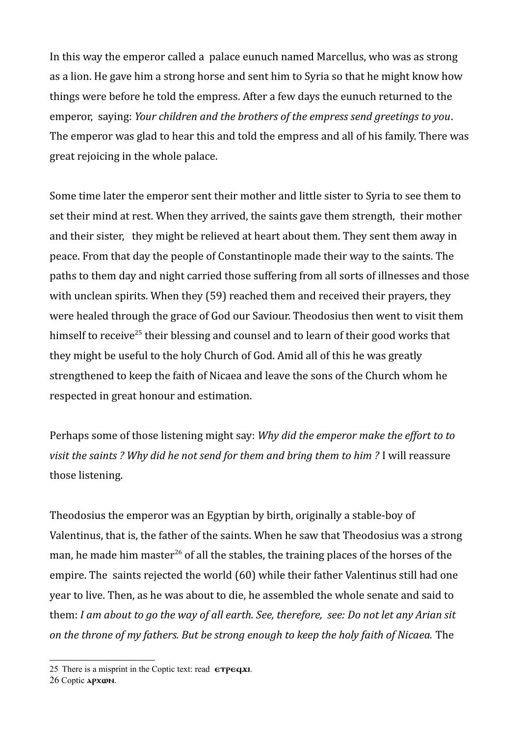In this way the emperor called a palace eunuch named Marcellus, who was as strong as a lion. He gave him a strong horse and sent him to Syria so that he might know how things were before he told the empress. After a few days the eunuch returned to the emperor, saying: *Your children and the brothers of the empress send greetings to you*. The emperor was glad to hear this and told the empress and all of his family. There was great rejoicing in the whole palace.

Some time later the emperor sent their mother and little sister to Syria to see them to set their mind at rest. When they arrived, the saints gave them strength, their mother and their sister, they might be relieved at heart about them. They sent them away in peace. From that day the people of Constantinople made their way to the saints. The paths to them day and night carried those suffering from all sorts of illnesses and those with unclean spirits. When they (59) reached them and received their prayers, they were healed through the grace of God our Saviour. Theodosius then went to visit them himself to receive[25] their blessing and counsel and to learn of their good works that they might be useful to the holy Church of God. Amid all of this he was greatly strengthened to keep the faith of Nicaea and leave the sons of the Church whom he respected in great honour and estimation.

Perhaps some of those listening might say: *Why did the emperor make the effort to to visit the saints ? Why did he not send for them and bring them to him ?* I will reassure those listening.

Theodosius the emperor was an Egyptian by birth, originally a stable-boy of Valentinus, that is, the father of the saints. When he saw that Theodosius was a strong man, he made him master[26] of all the stables, the training places of the horses of the empire. The saints rejected the world (60) while their father Valentinus still had one year to live. Then, as he was about to die, he assembled the whole senate and said to them: *I am about to go the way of all earth. See, therefore, see: Do not let any Arian sit on the throne of my fathers. But be strong enough to keep the holy faith of Nicaea.* The

---

25 There is a misprint in the Coptic text: read ⲉⲧⲣⲉϥϫⲓ.

26 Coptic ⲁⲣⲭⲱⲛ.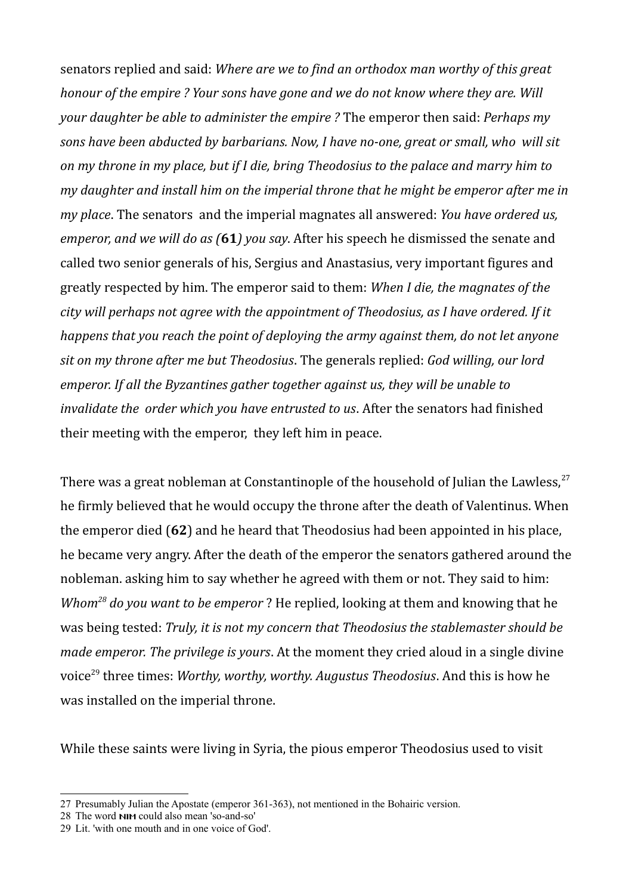senators replied and said: *Where are we to find an orthodox man worthy of this great honour of the empire ? Your sons have gone and we do not know where they are. Will your daughter be able to administer the empire ?* The emperor then said: *Perhaps my sons have been abducted by barbarians. Now, I have no-one, great or small, who will sit on my throne in my place, but if I die, bring Theodosius to the palace and marry him to my daughter and install him on the imperial throne that he might be emperor after me in my place*. The senators and the imperial magnates all answered: *You have ordered us, emperor, and we will do as (***61***) you say*. After his speech he dismissed the senate and called two senior generals of his, Sergius and Anastasius, very important figures and greatly respected by him. The emperor said to them: *When I die, the magnates of the city will perhaps not agree with the appointment of Theodosius, as I have ordered. If it happens that you reach the point of deploying the army against them, do not let anyone sit on my throne after me but Theodosius*. The generals replied: *God willing, our lord emperor. If all the Byzantines gather together against us, they will be unable to invalidate the order which you have entrusted to us*. After the senators had finished their meeting with the emperor, they left him in peace.

There was a great nobleman at Constantinople of the household of Julian the Lawless,[27] he firmly believed that he would occupy the throne after the death of Valentinus. When the emperor died (**62**) and he heard that Theodosius had been appointed in his place, he became very angry. After the death of the emperor the senators gathered around the nobleman. asking him to say whether he agreed with them or not. They said to him: *Whom*[28] *do you want to be emperor* ? He replied, looking at them and knowing that he was being tested: *Truly, it is not my concern that Theodosius the stablemaster should be made emperor. The privilege is yours*. At the moment they cried aloud in a single divine voice[29] three times: *Worthy, worthy, worthy. Augustus Theodosius*. And this is how he was installed on the imperial throne.

While these saints were living in Syria, the pious emperor Theodosius used to visit

---

27 Presumably Julian the Apostate (emperor 361-363), not mentioned in the Bohairic version.

28 The word ⲚⲒⲘ could also mean 'so-and-so'

29 Lit. 'with one mouth and in one voice of God'.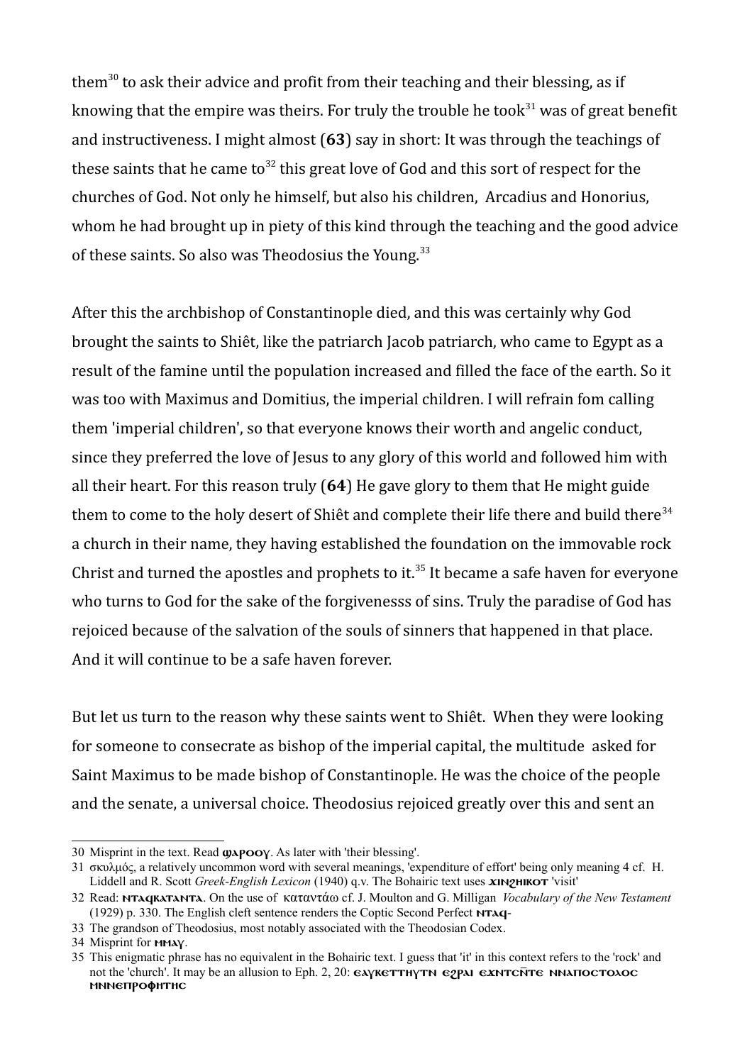them[30] to ask their advice and profit from their teaching and their blessing, as if knowing that the empire was theirs. For truly the trouble he took[31] was of great benefit and instructiveness. I might almost (**63**) say in short: It was through the teachings of these saints that he came to[32] this great love of God and this sort of respect for the churches of God. Not only he himself, but also his children, Arcadius and Honorius, whom he had brought up in piety of this kind through the teaching and the good advice of these saints. So also was Theodosius the Young.[33]

After this the archbishop of Constantinople died, and this was certainly why God brought the saints to Shiêt, like the patriarch Jacob patriarch, who came to Egypt as a result of the famine until the population increased and filled the face of the earth. So it was too with Maximus and Domitius, the imperial children. I will refrain fom calling them 'imperial children', so that everyone knows their worth and angelic conduct, since they preferred the love of Jesus to any glory of this world and followed him with all their heart. For this reason truly (**64**) He gave glory to them that He might guide them to come to the holy desert of Shiêt and complete their life there and build there[34] a church in their name, they having established the foundation on the immovable rock Christ and turned the apostles and prophets to it.[35] It became a safe haven for everyone who turns to God for the sake of the forgivenesss of sins. Truly the paradise of God has rejoiced because of the salvation of the souls of sinners that happened in that place. And it will continue to be a safe haven forever.

But let us turn to the reason why these saints went to Shiêt. When they were looking for someone to consecrate as bishop of the imperial capital, the multitude asked for Saint Maximus to be made bishop of Constantinople. He was the choice of the people and the senate, a universal choice. Theodosius rejoiced greatly over this and sent an

---

30 Misprint in the text. Read ϣⲁⲣⲟⲟⲩ. As later with 'their blessing'.

31 σκυλμός, a relatively uncommon word with several meanings, 'expenditure of effort' being only meaning 4 cf. H. Liddell and R. Scott *Greek-English Lexicon* (1940) q.v. The Bohairic text uses ϫⲓⲛϩⲓⲕⲟⲧ 'visit'

32 Read: ⲛⲧⲁϥⲕⲁⲧⲁⲛⲧⲁ. On the use of καταντάω cf. J. Moulton and G. Milligan *Vocabulary of the New Testament* (1929) p. 330. The English cleft sentence renders the Coptic Second Perfect ⲛⲧⲁϥ-

33 The grandson of Theodosius, most notably associated with the Theodosian Codex.

34 Misprint for ⲙⲙⲁⲩ.

35 This enigmatic phrase has no equivalent in the Bohairic text. I guess that 'it' in this context refers to the 'rock' and not the 'church'. It may be an allusion to Eph. 2, 20: ⲉⲁⲩⲕⲉⲧⲧⲏⲩⲧⲛ ⲉϩⲣⲁⲓ ⲉϫⲛⲧⲥⲛ̄ⲧⲉ ⲛⲛⲁⲡⲟⲥⲧⲟⲗⲟⲥ ⲙⲛⲛⲉⲡⲣⲟⲫⲏⲧⲏⲥ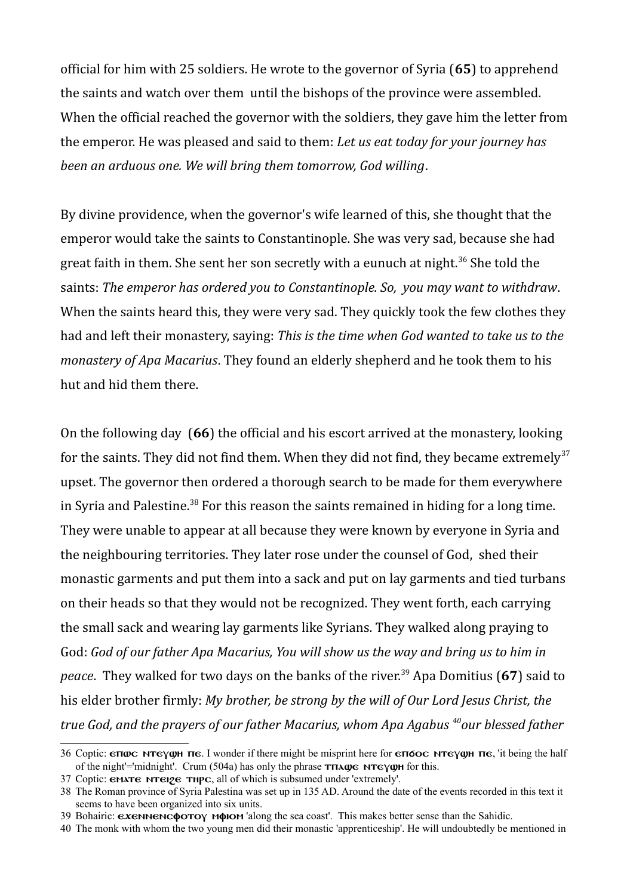official for him with 25 soldiers. He wrote to the governor of Syria (**65**) to apprehend the saints and watch over them until the bishops of the province were assembled. When the official reached the governor with the soldiers, they gave him the letter from the emperor. He was pleased and said to them: *Let us eat today for your journey has been an arduous one. We will bring them tomorrow, God willing*.

By divine providence, when the governor's wife learned of this, she thought that the emperor would take the saints to Constantinople. She was very sad, because she had great faith in them. She sent her son secretly with a eunuch at night.[36] She told the saints: *The emperor has ordered you to Constantinople. So, you may want to withdraw*. When the saints heard this, they were very sad. They quickly took the few clothes they had and left their monastery, saying: *This is the time when God wanted to take us to the monastery of Apa Macarius*. They found an elderly shepherd and he took them to his hut and hid them there.

On the following day (**66**) the official and his escort arrived at the monastery, looking for the saints. They did not find them. When they did not find, they became extremely[37] upset. The governor then ordered a thorough search to be made for them everywhere in Syria and Palestine.[38] For this reason the saints remained in hiding for a long time. They were unable to appear at all because they were known by everyone in Syria and the neighbouring territories. They later rose under the counsel of God, shed their monastic garments and put them into a sack and put on lay garments and tied turbans on their heads so that they would not be recognized. They went forth, each carrying the small sack and wearing lay garments like Syrians. They walked along praying to God: *God of our father Apa Macarius, You will show us the way and bring us to him in peace*. They walked for two days on the banks of the river.[39] Apa Domitius (**67**) said to his elder brother firmly: *My brother, be strong by the will of Our Lord Jesus Christ, the true God, and the prayers of our father Macarius, whom Apa Agabus [40]our blessed father*

---

36 Coptic: ⲉⲡⲱⲥ ⲛⲧⲉⲩϣⲏ ⲡⲉ. I wonder if there might be misprint here for ⲉⲡϭⲟⲥ ⲛⲧⲉⲩϣⲏ ⲡⲉ, 'it being the half of the night'='midnight'. Crum (504a) has only the phrase ⲧⲡⲁϣⲉ ⲛⲧⲉⲩϣⲏ for this.

37 Coptic: ⲉⲙⲁⲧⲉ ⲛⲧⲉⲓϩⲉ ⲧⲏⲣⲥ, all of which is subsumed under 'extremely'.

38 The Roman province of Syria Palestina was set up in 135 AD. Around the date of the events recorded in this text it seems to have been organized into six units.

39 Bohairic: ⲉϫⲉⲛⲛⲉⲛⲥⲫⲟⲧⲟⲩ ⲙⲫⲓⲟⲙ 'along the sea coast'. This makes better sense than the Sahidic.

40 The monk with whom the two young men did their monastic 'apprenticeship'. He will undoubtedly be mentioned in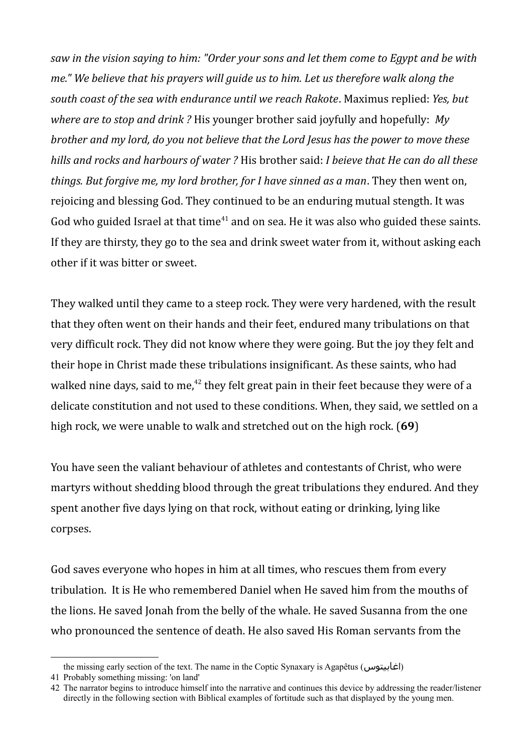*saw in the vision saying to him: "Order your sons and let them come to Egypt and be with me." We believe that his prayers will guide us to him. Let us therefore walk along the south coast of the sea with endurance until we reach Rakote*. Maximus replied: *Yes, but where are to stop and drink ?* His younger brother said joyfully and hopefully: *My brother and my lord, do you not believe that the Lord Jesus has the power to move these hills and rocks and harbours of water ?* His brother said: *I beieve that He can do all these things. But forgive me, my lord brother, for I have sinned as a man*. They then went on, rejoicing and blessing God. They continued to be an enduring mutual stength. It was God who guided Israel at that time[41] and on sea. He it was also who guided these saints. If they are thirsty, they go to the sea and drink sweet water from it, without asking each other if it was bitter or sweet.

They walked until they came to a steep rock. They were very hardened, with the result that they often went on their hands and their feet, endured many tribulations on that very difficult rock. They did not know where they were going. But the joy they felt and their hope in Christ made these tribulations insignificant. As these saints, who had walked nine days, said to me,[42] they felt great pain in their feet because they were of a delicate constitution and not used to these conditions. When, they said, we settled on a high rock, we were unable to walk and stretched out on the high rock. (**69**)

You have seen the valiant behaviour of athletes and contestants of Christ, who were martyrs without shedding blood through the great tribulations they endured. And they spent another five days lying on that rock, without eating or drinking, lying like corpses.

God saves everyone who hopes in him at all times, who rescues them from every tribulation. It is He who remembered Daniel when He saved him from the mouths of the lions. He saved Jonah from the belly of the whale. He saved Susanna from the one who pronounced the sentence of death. He also saved His Roman servants from the

---

the missing early section of the text. The name in the Coptic Synaxary is Agapêtus (اغابيتوس)

41 Probably something missing: 'on land'

42 The narrator begins to introduce himself into the narrative and continues this device by addressing the reader/listener directly in the following section with Biblical examples of fortitude such as that displayed by the young men.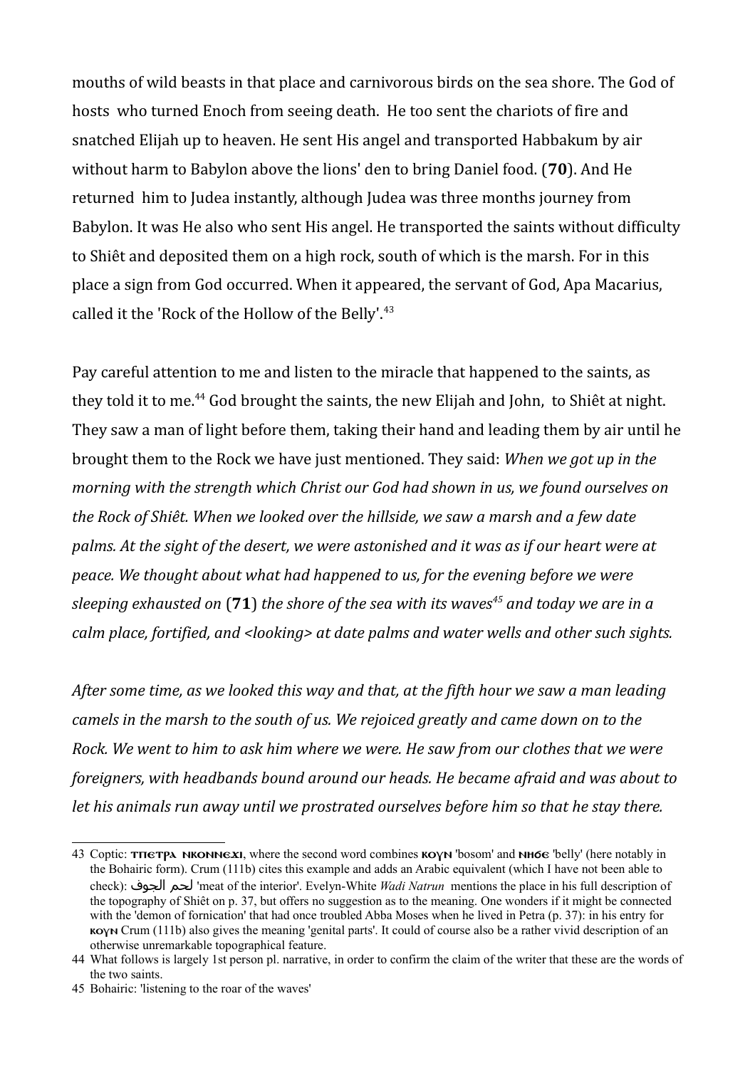mouths of wild beasts in that place and carnivorous birds on the sea shore. The God of hosts who turned Enoch from seeing death. He too sent the chariots of fire and snatched Elijah up to heaven. He sent His angel and transported Habbakum by air without harm to Babylon above the lions' den to bring Daniel food. (**70**). And He returned him to Judea instantly, although Judea was three months journey from Babylon. It was He also who sent His angel. He transported the saints without difficulty to Shiêt and deposited them on a high rock, south of which is the marsh. For in this place a sign from God occurred. When it appeared, the servant of God, Apa Macarius, called it the 'Rock of the Hollow of the Belly'.[43]

Pay careful attention to me and listen to the miracle that happened to the saints, as they told it to me.[44] God brought the saints, the new Elijah and John, to Shiêt at night. They saw a man of light before them, taking their hand and leading them by air until he brought them to the Rock we have just mentioned. They said: *When we got up in the morning with the strength which Christ our God had shown in us, we found ourselves on the Rock of Shiêt. When we looked over the hillside, we saw a marsh and a few date palms. At the sight of the desert, we were astonished and it was as if our heart were at peace. We thought about what had happened to us, for the evening before we were sleeping exhausted on* (**71**) *the shore of the sea with its waves*[45] *and today we are in a calm place, fortified, and <looking> at date palms and water wells and other such sights.*

*After some time, as we looked this way and that, at the fifth hour we saw a man leading camels in the marsh to the south of us. We rejoiced greatly and came down on to the Rock. We went to him to ask him where we were. He saw from our clothes that we were foreigners, with headbands bound around our heads. He became afraid and was about to let his animals run away until we prostrated ourselves before him so that he stay there.*

---

43 Coptic: **ⲧⲡⲉⲧⲣⲁ ⲛⲕⲟⲛⲛⲉϫⲓ**, where the second word combines **ⲕⲟⲩⲛ** 'bosom' and **ⲛⲏϭⲉ** 'belly' (here notably in the Bohairic form). Crum (111b) cites this example and adds an Arabic equivalent (which I have not been able to check): لحم الجوف 'meat of the interior'. Evelyn-White *Wadi Natrun* mentions the place in his full description of the topography of Shiêt on p. 37, but offers no suggestion as to the meaning. One wonders if it might be connected with the 'demon of fornication' that had once troubled Abba Moses when he lived in Petra (p. 37): in his entry for **ⲕⲟⲩⲛ** Crum (111b) also gives the meaning 'genital parts'. It could of course also be a rather vivid description of an otherwise unremarkable topographical feature.

44 What follows is largely 1st person pl. narrative, in order to confirm the claim of the writer that these are the words of the two saints.

45 Bohairic: 'listening to the roar of the waves'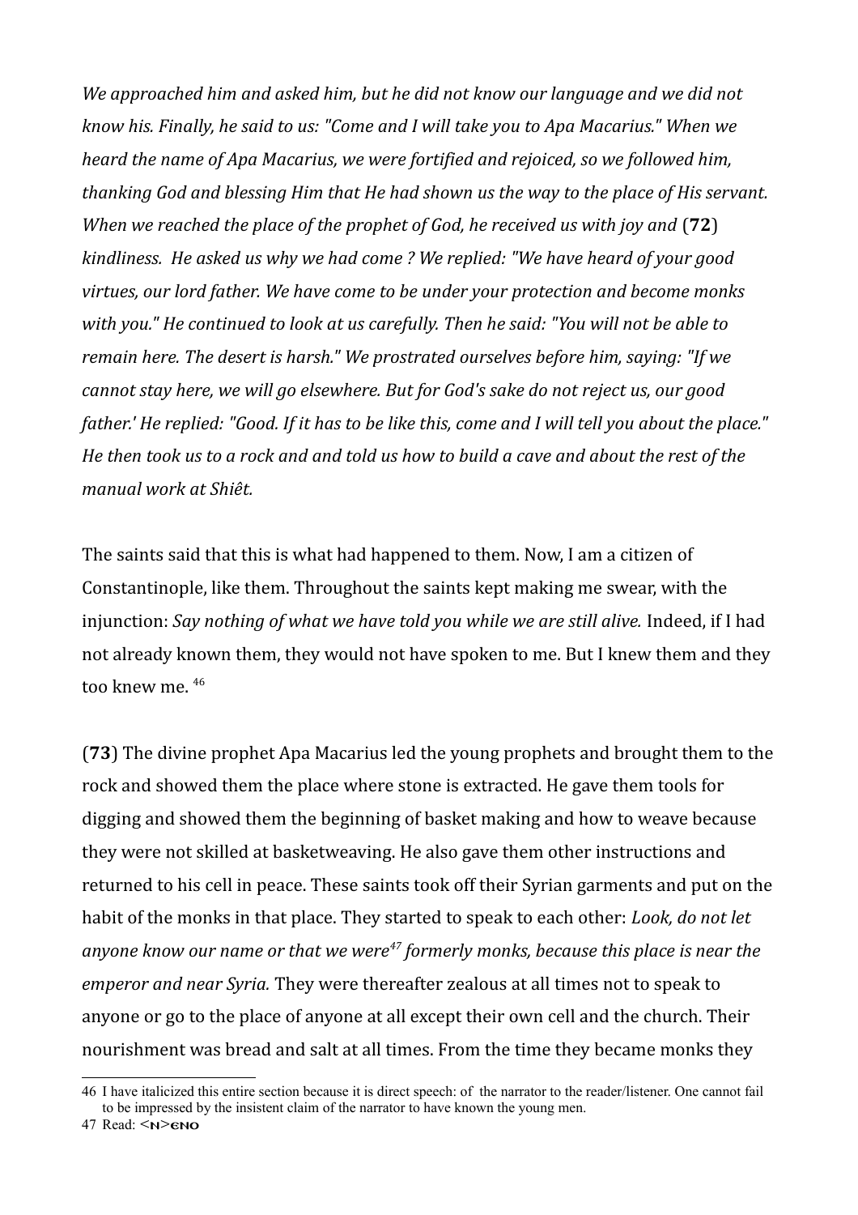*We approached him and asked him, but he did not know our language and we did not know his. Finally, he said to us: "Come and I will take you to Apa Macarius." When we heard the name of Apa Macarius, we were fortified and rejoiced, so we followed him, thanking God and blessing Him that He had shown us the way to the place of His servant. When we reached the place of the prophet of God, he received us with joy and* (**72**) *kindliness. He asked us why we had come ? We replied: "We have heard of your good virtues, our lord father. We have come to be under your protection and become monks with you." He continued to look at us carefully. Then he said: "You will not be able to remain here. The desert is harsh." We prostrated ourselves before him, saying: "If we cannot stay here, we will go elsewhere. But for God's sake do not reject us, our good father.' He replied: "Good. If it has to be like this, come and I will tell you about the place." He then took us to a rock and and told us how to build a cave and about the rest of the manual work at Shiêt.*

The saints said that this is what had happened to them. Now, I am a citizen of Constantinople, like them. Throughout the saints kept making me swear, with the injunction: *Say nothing of what we have told you while we are still alive.* Indeed, if I had not already known them, they would not have spoken to me. But I knew them and they too knew me. [46]

(**73**) The divine prophet Apa Macarius led the young prophets and brought them to the rock and showed them the place where stone is extracted. He gave them tools for digging and showed them the beginning of basket making and how to weave because they were not skilled at basketweaving. He also gave them other instructions and returned to his cell in peace. These saints took off their Syrian garments and put on the habit of the monks in that place. They started to speak to each other: *Look, do not let anyone know our name or that we were[47] formerly monks, because this place is near the emperor and near Syria.* They were thereafter zealous at all times not to speak to anyone or go to the place of anyone at all except their own cell and the church. Their nourishment was bread and salt at all times. From the time they became monks they

---

46 I have italicized this entire section because it is direct speech: of the narrator to the reader/listener. One cannot fail to be impressed by the insistent claim of the narrator to have known the young men.

47 Read: <ⲛ>ⲉⲛⲟ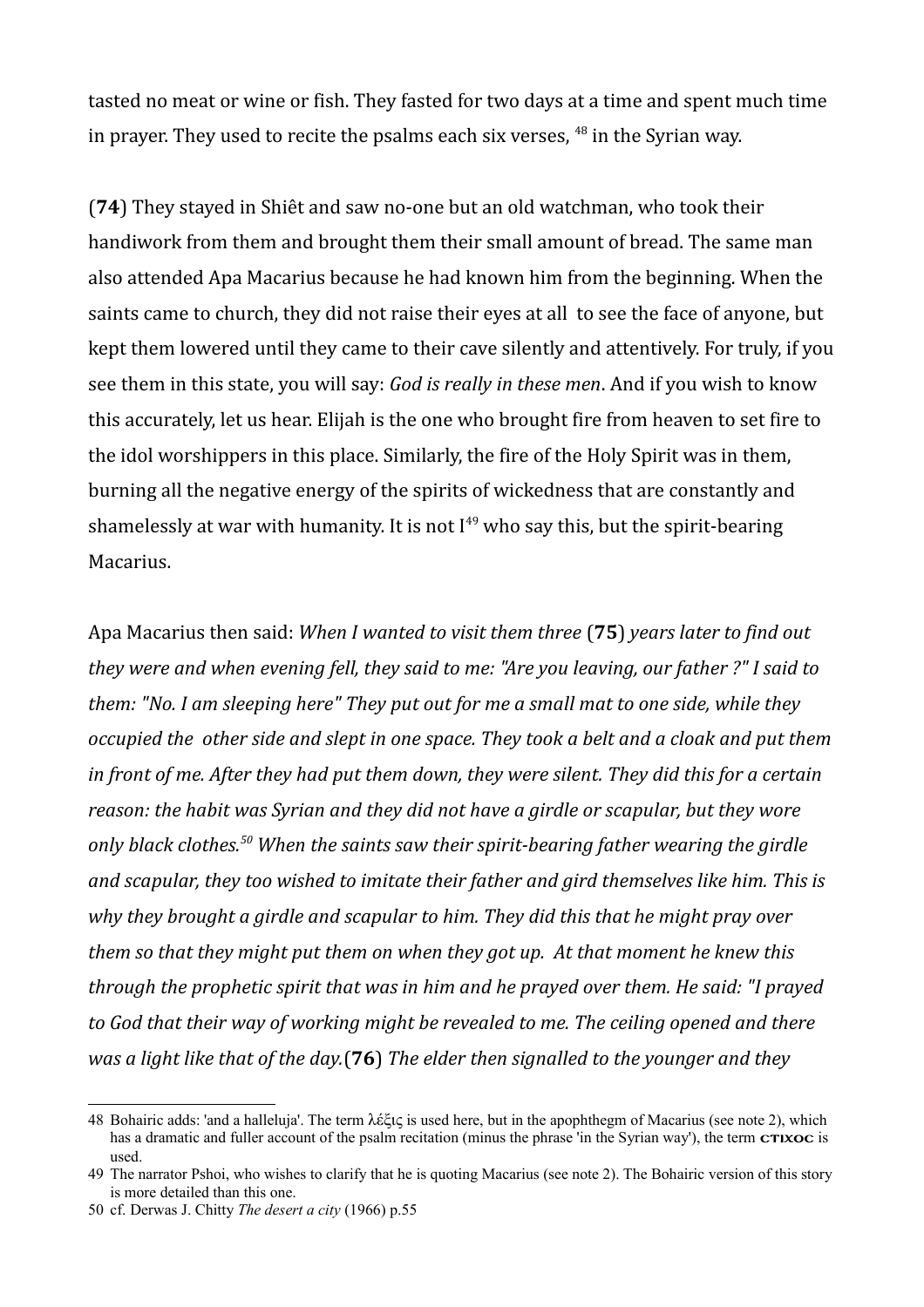tasted no meat or wine or fish. They fasted for two days at a time and spent much time in prayer. They used to recite the psalms each six verses, [48] in the Syrian way.

(**74**) They stayed in Shiêt and saw no-one but an old watchman, who took their handiwork from them and brought them their small amount of bread. The same man also attended Apa Macarius because he had known him from the beginning. When the saints came to church, they did not raise their eyes at all to see the face of anyone, but kept them lowered until they came to their cave silently and attentively. For truly, if you see them in this state, you will say: *God is really in these men*. And if you wish to know this accurately, let us hear. Elijah is the one who brought fire from heaven to set fire to the idol worshippers in this place. Similarly, the fire of the Holy Spirit was in them, burning all the negative energy of the spirits of wickedness that are constantly and shamelessly at war with humanity. It is not I[49] who say this, but the spirit-bearing Macarius.

Apa Macarius then said: *When I wanted to visit them three* (**75**) *years later to find out they were and when evening fell, they said to me: "Are you leaving, our father ?" I said to them: "No. I am sleeping here" They put out for me a small mat to one side, while they occupied the other side and slept in one space. They took a belt and a cloak and put them in front of me. After they had put them down, they were silent. They did this for a certain reason: the habit was Syrian and they did not have a girdle or scapular, but they wore only black clothes.[50] When the saints saw their spirit-bearing father wearing the girdle and scapular, they too wished to imitate their father and gird themselves like him. This is why they brought a girdle and scapular to him. They did this that he might pray over them so that they might put them on when they got up. At that moment he knew this through the prophetic spirit that was in him and he prayed over them. He said: "I prayed to God that their way of working might be revealed to me. The ceiling opened and there was a light like that of the day.*(**76**) *The elder then signalled to the younger and they*

---

48 Bohairic adds: 'and a halleluja'. The term λέξις is used here, but in the apophthegm of Macarius (see note 2), which has a dramatic and fuller account of the psalm recitation (minus the phrase 'in the Syrian way'), the term **ⲥⲧⲓⲭⲟⲥ** is used.

49 The narrator Pshoi, who wishes to clarify that he is quoting Macarius (see note 2). The Bohairic version of this story is more detailed than this one.

50 cf. Derwas J. Chitty *The desert a city* (1966) p.55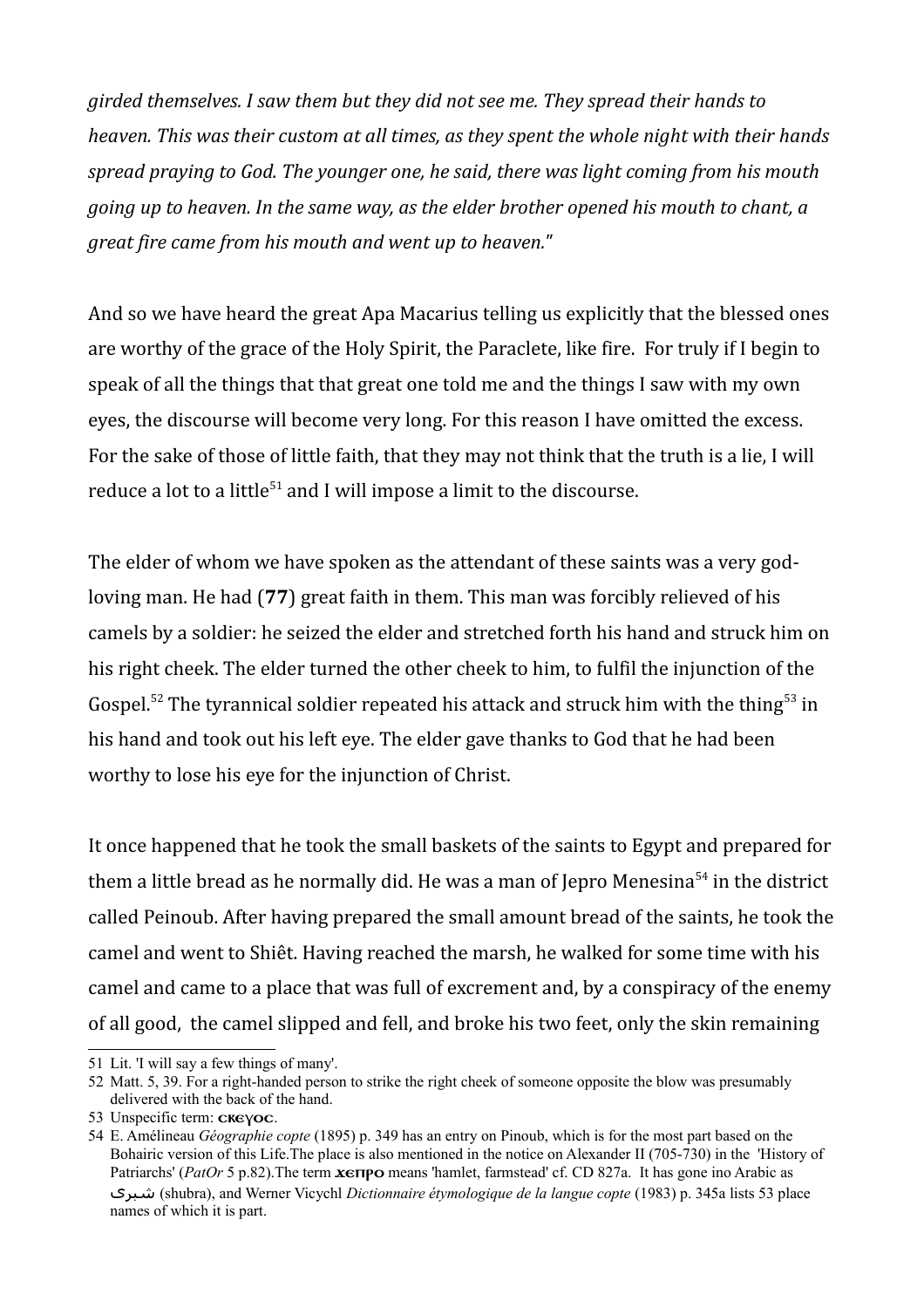*girded themselves. I saw them but they did not see me. They spread their hands to heaven. This was their custom at all times, as they spent the whole night with their hands spread praying to God. The younger one, he said, there was light coming from his mouth going up to heaven. In the same way, as the elder brother opened his mouth to chant, a great fire came from his mouth and went up to heaven."*

And so we have heard the great Apa Macarius telling us explicitly that the blessed ones are worthy of the grace of the Holy Spirit, the Paraclete, like fire. For truly if I begin to speak of all the things that that great one told me and the things I saw with my own eyes, the discourse will become very long. For this reason I have omitted the excess. For the sake of those of little faith, that they may not think that the truth is a lie, I will reduce a lot to a little[51] and I will impose a limit to the discourse.

The elder of whom we have spoken as the attendant of these saints was a very god-loving man. He had (**77**) great faith in them. This man was forcibly relieved of his camels by a soldier: he seized the elder and stretched forth his hand and struck him on his right cheek. The elder turned the other cheek to him, to fulfil the injunction of the Gospel.[52] The tyrannical soldier repeated his attack and struck him with the thing[53] in his hand and took out his left eye. The elder gave thanks to God that he had been worthy to lose his eye for the injunction of Christ.

It once happened that he took the small baskets of the saints to Egypt and prepared for them a little bread as he normally did. He was a man of Jepro Menesina[54] in the district called Peinoub. After having prepared the small amount bread of the saints, he took the camel and went to Shiêt. Having reached the marsh, he walked for some time with his camel and came to a place that was full of excrement and, by a conspiracy of the enemy of all good, the camel slipped and fell, and broke his two feet, only the skin remaining

---

51 Lit. 'I will say a few things of many'.

52 Matt. 5, 39. For a right-handed person to strike the right cheek of someone opposite the blow was presumably delivered with the back of the hand.

53 Unspecific term: **ⲥⲕⲉⲩⲟⲥ**.

54 E. Amélineau *Géographie copte* (1895) p. 349 has an entry on Pinoub, which is for the most part based on the Bohairic version of this Life.The place is also mentioned in the notice on Alexander II (705-730) in the 'History of Patriarchs' (*PatOr* 5 p.82).The term **ϫⲉⲡⲣⲟ** means 'hamlet, farmstead' cf. CD 827a. It has gone ino Arabic as شبرى (shubra), and Werner Vicychl *Dictionnaire étymologique de la langue copte* (1983) p. 345a lists 53 place names of which it is part.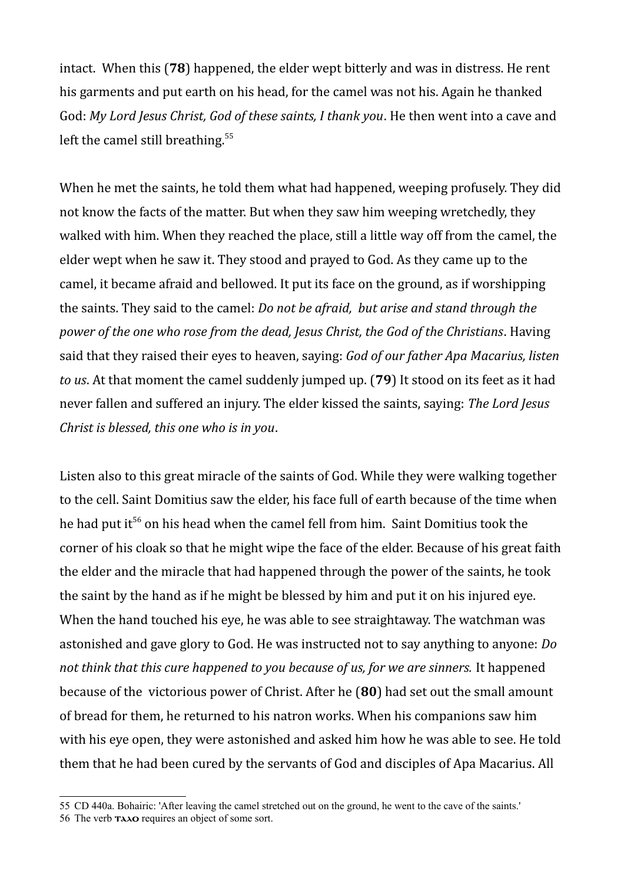intact. When this (**78**) happened, the elder wept bitterly and was in distress. He rent his garments and put earth on his head, for the camel was not his. Again he thanked God: *My Lord Jesus Christ, God of these saints, I thank you*. He then went into a cave and left the camel still breathing.[55]

When he met the saints, he told them what had happened, weeping profusely. They did not know the facts of the matter. But when they saw him weeping wretchedly, they walked with him. When they reached the place, still a little way off from the camel, the elder wept when he saw it. They stood and prayed to God. As they came up to the camel, it became afraid and bellowed. It put its face on the ground, as if worshipping the saints. They said to the camel: *Do not be afraid, but arise and stand through the power of the one who rose from the dead, Jesus Christ, the God of the Christians*. Having said that they raised their eyes to heaven, saying: *God of our father Apa Macarius, listen to us*. At that moment the camel suddenly jumped up. (**79**) It stood on its feet as it had never fallen and suffered an injury. The elder kissed the saints, saying: *The Lord Jesus Christ is blessed, this one who is in you*.

Listen also to this great miracle of the saints of God. While they were walking together to the cell. Saint Domitius saw the elder, his face full of earth because of the time when he had put it[56] on his head when the camel fell from him. Saint Domitius took the corner of his cloak so that he might wipe the face of the elder. Because of his great faith the elder and the miracle that had happened through the power of the saints, he took the saint by the hand as if he might be blessed by him and put it on his injured eye. When the hand touched his eye, he was able to see straightaway. The watchman was astonished and gave glory to God. He was instructed not to say anything to anyone: *Do not think that this cure happened to you because of us, for we are sinners.* It happened because of the victorious power of Christ. After he (**80**) had set out the small amount of bread for them, he returned to his natron works. When his companions saw him with his eye open, they were astonished and asked him how he was able to see. He told them that he had been cured by the servants of God and disciples of Apa Macarius. All

---

55 CD 440a. Bohairic: 'After leaving the camel stretched out on the ground, he went to the cave of the saints.'

56 The verb ⲧⲁⲗⲟ requires an object of some sort.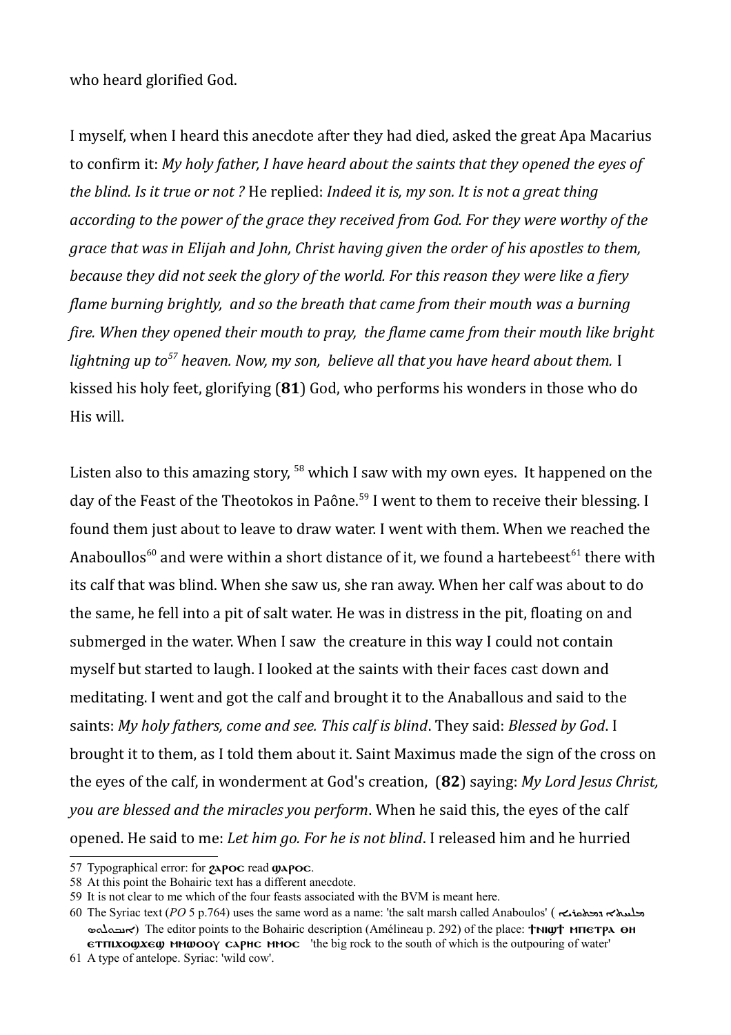who heard glorified God.

I myself, when I heard this anecdote after they had died, asked the great Apa Macarius to confirm it: *My holy father, I have heard about the saints that they opened the eyes of the blind. Is it true or not ?* He replied: *Indeed it is, my son. It is not a great thing according to the power of the grace they received from God. For they were worthy of the grace that was in Elijah and John, Christ having given the order of his apostles to them, because they did not seek the glory of the world. For this reason they were like a fiery flame burning brightly, and so the breath that came from their mouth was a burning fire. When they opened their mouth to pray, the flame came from their mouth like bright lightning up to*[57] *heaven. Now, my son, believe all that you have heard about them.* I kissed his holy feet, glorifying (**81**) God, who performs his wonders in those who do His will.

Listen also to this amazing story, [58] which I saw with my own eyes. It happened on the day of the Feast of the Theotokos in Paône.[59] I went to them to receive their blessing. I found them just about to leave to draw water. I went with them. When we reached the Anaboullos[60] and were within a short distance of it, we found a hartebeest[61] there with its calf that was blind. When she saw us, she ran away. When her calf was about to do the same, he fell into a pit of salt water. He was in distress in the pit, floating on and submerged in the water. When I saw the creature in this way I could not contain myself but started to laugh. I looked at the saints with their faces cast down and meditating. I went and got the calf and brought it to the Anaballous and said to the saints: *My holy fathers, come and see. This calf is blind*. They said: *Blessed by God*. I brought it to them, as I told them about it. Saint Maximus made the sign of the cross on the eyes of the calf, in wonderment at God's creation, (**82**) saying: *My Lord Jesus Christ, you are blessed and the miracles you perform*. When he said this, the eyes of the calf opened. He said to me: *Let him go. For he is not blind*. I released him and he hurried

57 Typographical error: for ϩⲁⲣⲟⲥ read ϣⲁⲣⲟⲥ.

58 At this point the Bohairic text has a different anecdote.

59 It is not clear to me which of the four feasts associated with the BVM is meant here.

60 The Syriac text (*PO* 5 p.764) uses the same word as a name: 'the salt marsh called Anaboulos' ( ܡܠܚܬܐ ܕܡܬܩܪܝܐ ܐܢܒܘܠܘܣ) The editor points to the Bohairic description (Amélineau p. 292) of the place: ϯⲛⲓϣϯ ⲙⲡⲉⲧⲣⲁ ⲑⲏ ⲉⲧⲡⲓⲭⲟϣⲭⲉϣ ⲙⲙⲱⲟⲩ ⲥⲁⲣⲏⲥ ⲙⲙⲟⲥ 'the big rock to the south of which is the outpouring of water'

61 A type of antelope. Syriac: 'wild cow'.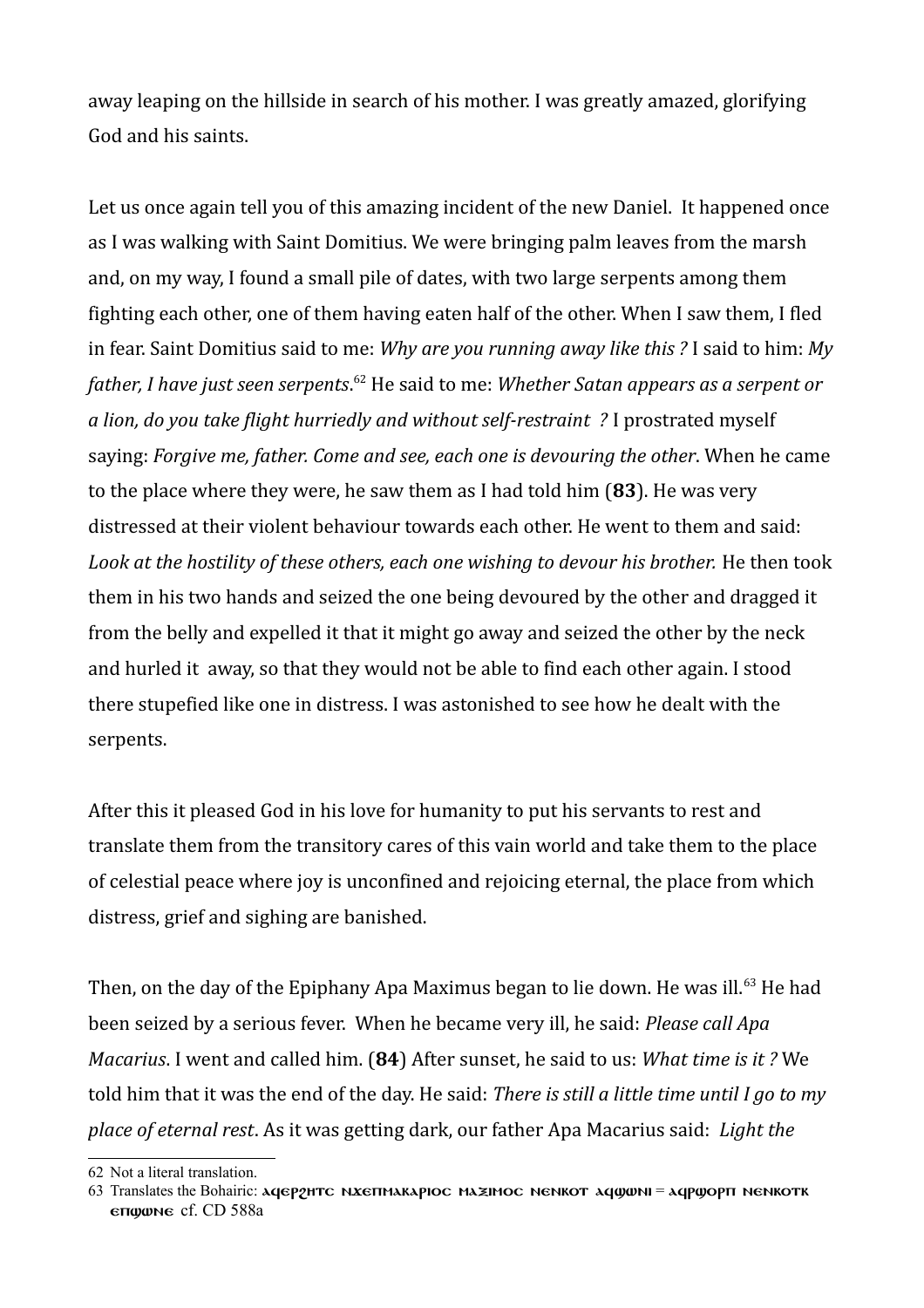away leaping on the hillside in search of his mother. I was greatly amazed, glorifying God and his saints.

Let us once again tell you of this amazing incident of the new Daniel. It happened once as I was walking with Saint Domitius. We were bringing palm leaves from the marsh and, on my way, I found a small pile of dates, with two large serpents among them fighting each other, one of them having eaten half of the other. When I saw them, I fled in fear. Saint Domitius said to me: *Why are you running away like this ?* I said to him: *My father, I have just seen serpents*.[62] He said to me: *Whether Satan appears as a serpent or a lion, do you take flight hurriedly and without self-restraint ?* I prostrated myself saying: *Forgive me, father. Come and see, each one is devouring the other*. When he came to the place where they were, he saw them as I had told him (**83**). He was very distressed at their violent behaviour towards each other. He went to them and said: *Look at the hostility of these others, each one wishing to devour his brother.* He then took them in his two hands and seized the one being devoured by the other and dragged it from the belly and expelled it that it might go away and seized the other by the neck and hurled it away, so that they would not be able to find each other again. I stood there stupefied like one in distress. I was astonished to see how he dealt with the serpents.

After this it pleased God in his love for humanity to put his servants to rest and translate them from the transitory cares of this vain world and take them to the place of celestial peace where joy is unconfined and rejoicing eternal, the place from which distress, grief and sighing are banished.

Then, on the day of the Epiphany Apa Maximus began to lie down. He was ill.[63] He had been seized by a serious fever. When he became very ill, he said: *Please call Apa Macarius*. I went and called him. (**84**) After sunset, he said to us: *What time is it ?* We told him that it was the end of the day. He said: *There is still a little time until I go to my place of eternal rest*. As it was getting dark, our father Apa Macarius said: *Light the*

62 Not a literal translation.

63 Translates the Bohairic: ⲁϥⲉⲣϩⲏⲧⲥ ⲛϫⲉⲡⲓⲙⲁⲕⲁⲣⲓⲟⲥ ⲙⲁⲝⲓⲙⲟⲥ ⲛⲉⲛⲕⲟⲧ ⲁϥϣⲱⲛⲓ = ⲁϥⲣϣⲟⲣⲡ ⲛⲉⲛⲕⲟⲧⲕ ⲉⲡϣⲱⲛⲉ cf. CD 588a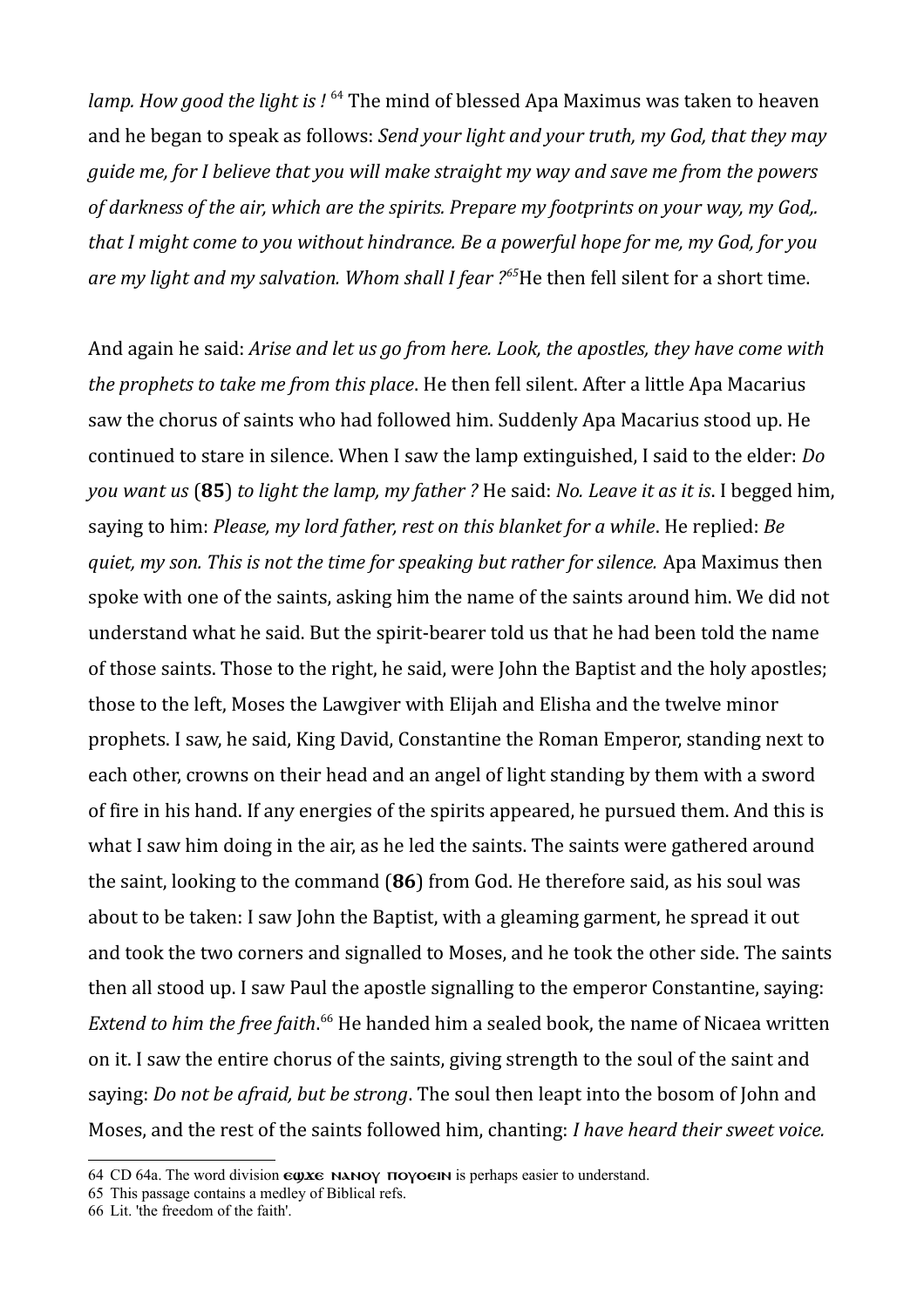*lamp. How good the light is !* [64] The mind of blessed Apa Maximus was taken to heaven and he began to speak as follows: *Send your light and your truth, my God, that they may guide me, for I believe that you will make straight my way and save me from the powers of darkness of the air, which are the spirits. Prepare my footprints on your way, my God,. that I might come to you without hindrance. Be a powerful hope for me, my God, for you are my light and my salvation. Whom shall I fear ?*[65]He then fell silent for a short time.

And again he said: *Arise and let us go from here. Look, the apostles, they have come with the prophets to take me from this place*. He then fell silent. After a little Apa Macarius saw the chorus of saints who had followed him. Suddenly Apa Macarius stood up. He continued to stare in silence. When I saw the lamp extinguished, I said to the elder: *Do you want us* (**85**) *to light the lamp, my father ?* He said: *No. Leave it as it is*. I begged him, saying to him: *Please, my lord father, rest on this blanket for a while*. He replied: *Be quiet, my son. This is not the time for speaking but rather for silence.* Apa Maximus then spoke with one of the saints, asking him the name of the saints around him. We did not understand what he said. But the spirit-bearer told us that he had been told the name of those saints. Those to the right, he said, were John the Baptist and the holy apostles; those to the left, Moses the Lawgiver with Elijah and Elisha and the twelve minor prophets. I saw, he said, King David, Constantine the Roman Emperor, standing next to each other, crowns on their head and an angel of light standing by them with a sword of fire in his hand. If any energies of the spirits appeared, he pursued them. And this is what I saw him doing in the air, as he led the saints. The saints were gathered around the saint, looking to the command (**86**) from God. He therefore said, as his soul was about to be taken: I saw John the Baptist, with a gleaming garment, he spread it out and took the two corners and signalled to Moses, and he took the other side. The saints then all stood up. I saw Paul the apostle signalling to the emperor Constantine, saying: *Extend to him the free faith*.[66] He handed him a sealed book, the name of Nicaea written on it. I saw the entire chorus of the saints, giving strength to the soul of the saint and saying: *Do not be afraid, but be strong*. The soul then leapt into the bosom of John and Moses, and the rest of the saints followed him, chanting: *I have heard their sweet voice.*

---

64 CD 64a. The word division ⲉϣϫⲉ ⲛⲁⲛⲟⲩ ⲡⲟⲩⲟⲉⲓⲛ is perhaps easier to understand.

65 This passage contains a medley of Biblical refs.

66 Lit. 'the freedom of the faith'.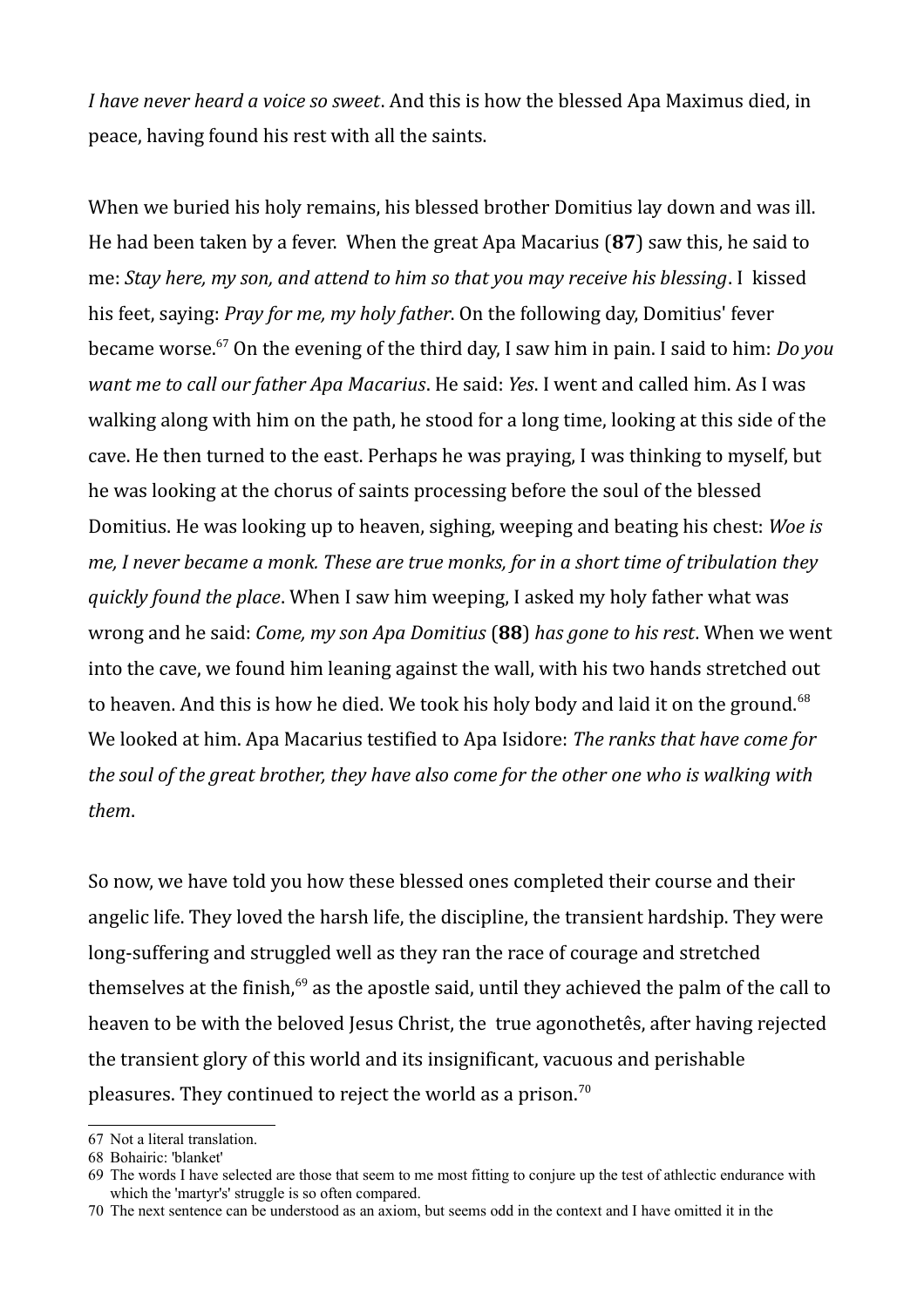*I have never heard a voice so sweet*. And this is how the blessed Apa Maximus died, in peace, having found his rest with all the saints.

When we buried his holy remains, his blessed brother Domitius lay down and was ill. He had been taken by a fever. When the great Apa Macarius (**87**) saw this, he said to me: *Stay here, my son, and attend to him so that you may receive his blessing*. I kissed his feet, saying: *Pray for me, my holy father*. On the following day, Domitius' fever became worse.[67] On the evening of the third day, I saw him in pain. I said to him: *Do you want me to call our father Apa Macarius*. He said: *Yes*. I went and called him. As I was walking along with him on the path, he stood for a long time, looking at this side of the cave. He then turned to the east. Perhaps he was praying, I was thinking to myself, but he was looking at the chorus of saints processing before the soul of the blessed Domitius. He was looking up to heaven, sighing, weeping and beating his chest: *Woe is me, I never became a monk. These are true monks, for in a short time of tribulation they quickly found the place*. When I saw him weeping, I asked my holy father what was wrong and he said: *Come, my son Apa Domitius* (**88**) *has gone to his rest*. When we went into the cave, we found him leaning against the wall, with his two hands stretched out to heaven. And this is how he died. We took his holy body and laid it on the ground.[68] We looked at him. Apa Macarius testified to Apa Isidore: *The ranks that have come for the soul of the great brother, they have also come for the other one who is walking with them*.

So now, we have told you how these blessed ones completed their course and their angelic life. They loved the harsh life, the discipline, the transient hardship. They were long-suffering and struggled well as they ran the race of courage and stretched themselves at the finish,[69] as the apostle said, until they achieved the palm of the call to heaven to be with the beloved Jesus Christ, the true agonothetês, after having rejected the transient glory of this world and its insignificant, vacuous and perishable pleasures. They continued to reject the world as a prison.[70]

---

67 Not a literal translation.

68 Bohairic: 'blanket'

69 The words I have selected are those that seem to me most fitting to conjure up the test of athlectic endurance with which the 'martyr's' struggle is so often compared.

70 The next sentence can be understood as an axiom, but seems odd in the context and I have omitted it in the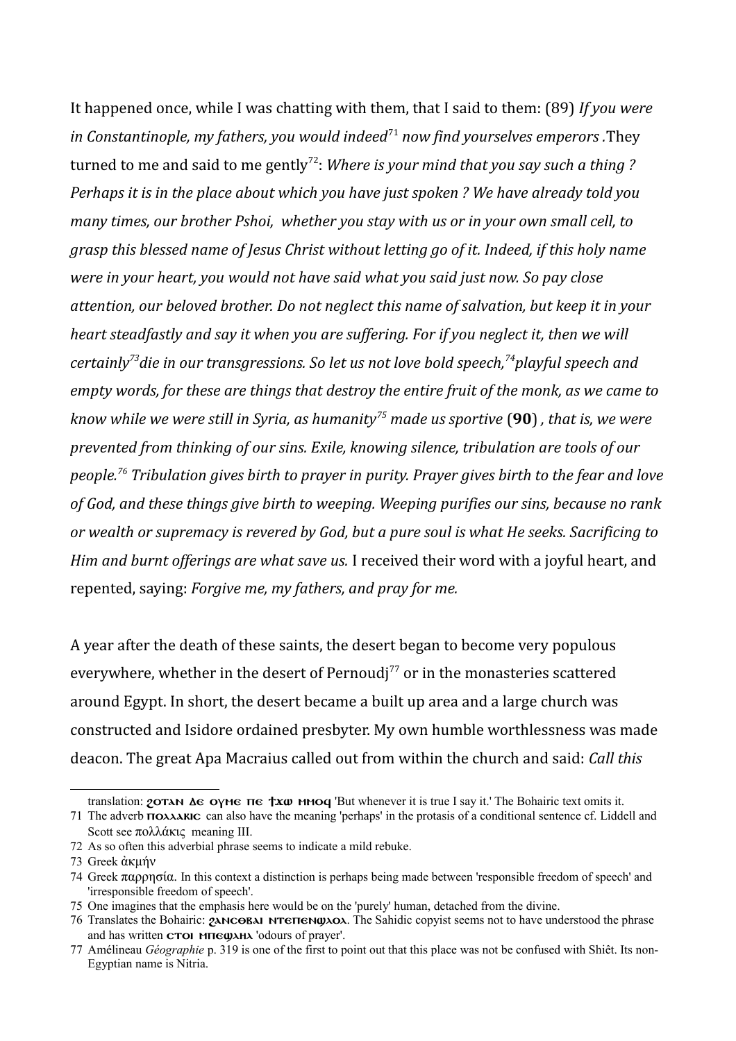It happened once, while I was chatting with them, that I said to them: (89) *If you were in Constantinople, my fathers, you would indeed*[71] *now find yourselves emperors* .They turned to me and said to me gently[72]: *Where is your mind that you say such a thing ? Perhaps it is in the place about which you have just spoken ? We have already told you many times, our brother Pshoi, whether you stay with us or in your own small cell, to grasp this blessed name of Jesus Christ without letting go of it. Indeed, if this holy name were in your heart, you would not have said what you said just now. So pay close attention, our beloved brother. Do not neglect this name of salvation, but keep it in your heart steadfastly and say it when you are suffering. For if you neglect it, then we will certainly*[73]*die in our transgressions. So let us not love bold speech,*[74]*playful speech and empty words, for these are things that destroy the entire fruit of the monk, as we came to know while we were still in Syria, as humanity*[75] *made us sportive* (**90**) *, that is, we were prevented from thinking of our sins. Exile, knowing silence, tribulation are tools of our people.*[76] *Tribulation gives birth to prayer in purity. Prayer gives birth to the fear and love of God, and these things give birth to weeping. Weeping purifies our sins, because no rank or wealth or supremacy is revered by God, but a pure soul is what He seeks. Sacrificing to Him and burnt offerings are what save us.* I received their word with a joyful heart, and repented, saying: *Forgive me, my fathers, and pray for me.*

A year after the death of these saints, the desert began to become very populous everywhere, whether in the desert of Pernoudj[77] or in the monasteries scattered around Egypt. In short, the desert became a built up area and a large church was constructed and Isidore ordained presbyter. My own humble worthlessness was made deacon. The great Apa Macraius called out from within the church and said: *Call this*

---

translation: ϩⲟⲧⲁⲛ ⲇⲉ ⲟⲩⲙⲉ ⲡⲉ ϯϫⲱ ⲙⲙⲟϥ 'But whenever it is true I say it.' The Bohairic text omits it.

71 The adverb ⲡⲟⲗⲗⲁⲕⲓⲥ can also have the meaning 'perhaps' in the protasis of a conditional sentence cf. Liddell and Scott see πολλάκις meaning III.

72 As so often this adverbial phrase seems to indicate a mild rebuke.

73 Greek ἀκμήν

74 Greek παρρησία. In this context a distinction is perhaps being made between 'responsible freedom of speech' and 'irresponsible freedom of speech'.

75 One imagines that the emphasis here would be on the 'purely' human, detached from the divine.

76 Translates the Bohairic: ϩⲁⲛⲥⲟⲃⲁⲓ ⲛⲧⲉⲡⲉⲛϣⲗⲟⲗ. The Sahidic copyist seems not to have understood the phrase and has written ⲥⲧⲟⲓ ⲙⲡⲉϣⲗⲏⲗ 'odours of prayer'.

77 Amélineau *Géographie* p. 319 is one of the first to point out that this place was not be confused with Shiêt. Its non-Egyptian name is Nitria.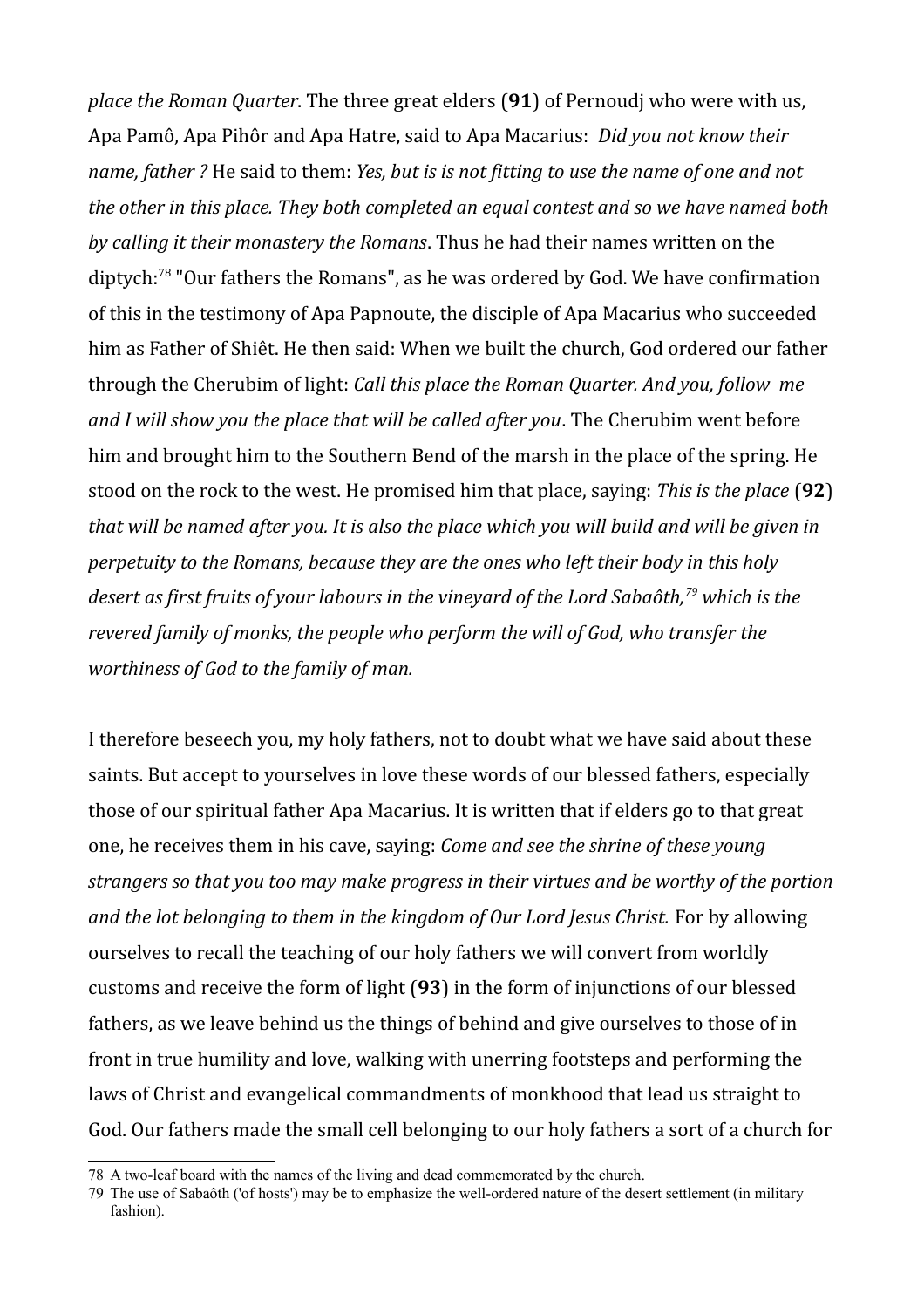*place the Roman Quarter*. The three great elders (**91**) of Pernoudj who were with us, Apa Pamô, Apa Pihôr and Apa Hatre, said to Apa Macarius: *Did you not know their name, father ?* He said to them: *Yes, but is is not fitting to use the name of one and not the other in this place. They both completed an equal contest and so we have named both by calling it their monastery the Romans*. Thus he had their names written on the diptych:[78] "Our fathers the Romans", as he was ordered by God. We have confirmation of this in the testimony of Apa Papnoute, the disciple of Apa Macarius who succeeded him as Father of Shiêt. He then said: When we built the church, God ordered our father through the Cherubim of light: *Call this place the Roman Quarter. And you, follow me and I will show you the place that will be called after you*. The Cherubim went before him and brought him to the Southern Bend of the marsh in the place of the spring. He stood on the rock to the west. He promised him that place, saying: *This is the place* (**92**) *that will be named after you. It is also the place which you will build and will be given in perpetuity to the Romans, because they are the ones who left their body in this holy desert as first fruits of your labours in the vineyard of the Lord Sabaôth,*[79] *which is the revered family of monks, the people who perform the will of God, who transfer the worthiness of God to the family of man.*

I therefore beseech you, my holy fathers, not to doubt what we have said about these saints. But accept to yourselves in love these words of our blessed fathers, especially those of our spiritual father Apa Macarius. It is written that if elders go to that great one, he receives them in his cave, saying: *Come and see the shrine of these young strangers so that you too may make progress in their virtues and be worthy of the portion and the lot belonging to them in the kingdom of Our Lord Jesus Christ.* For by allowing ourselves to recall the teaching of our holy fathers we will convert from worldly customs and receive the form of light (**93**) in the form of injunctions of our blessed fathers, as we leave behind us the things of behind and give ourselves to those of in front in true humility and love, walking with unerring footsteps and performing the laws of Christ and evangelical commandments of monkhood that lead us straight to God. Our fathers made the small cell belonging to our holy fathers a sort of a church for

---

78 A two-leaf board with the names of the living and dead commemorated by the church.

79 The use of Sabaôth ('of hosts') may be to emphasize the well-ordered nature of the desert settlement (in military fashion).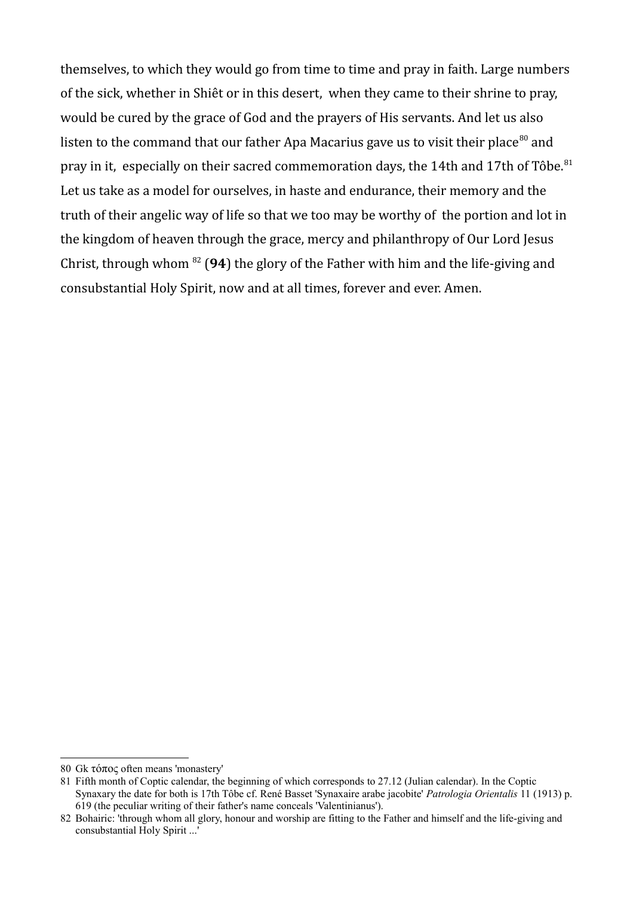themselves, to which they would go from time to time and pray in faith. Large numbers of the sick, whether in Shiêt or in this desert, when they came to their shrine to pray, would be cured by the grace of God and the prayers of His servants. And let us also listen to the command that our father Apa Macarius gave us to visit their place[80] and pray in it, especially on their sacred commemoration days, the 14th and 17th of Tôbe.[81] Let us take as a model for ourselves, in haste and endurance, their memory and the truth of their angelic way of life so that we too may be worthy of the portion and lot in the kingdom of heaven through the grace, mercy and philanthropy of Our Lord Jesus Christ, through whom [82] (**94**) the glory of the Father with him and the life-giving and consubstantial Holy Spirit, now and at all times, forever and ever. Amen.

---

80 Gk τόπος often means 'monastery'

81 Fifth month of Coptic calendar, the beginning of which corresponds to 27.12 (Julian calendar). In the Coptic Synaxary the date for both is 17th Tôbe cf. René Basset 'Synaxaire arabe jacobite' *Patrologia Orientalis* 11 (1913) p. 619 (the peculiar writing of their father's name conceals 'Valentinianus').

82 Bohairic: 'through whom all glory, honour and worship are fitting to the Father and himself and the life-giving and consubstantial Holy Spirit ...'